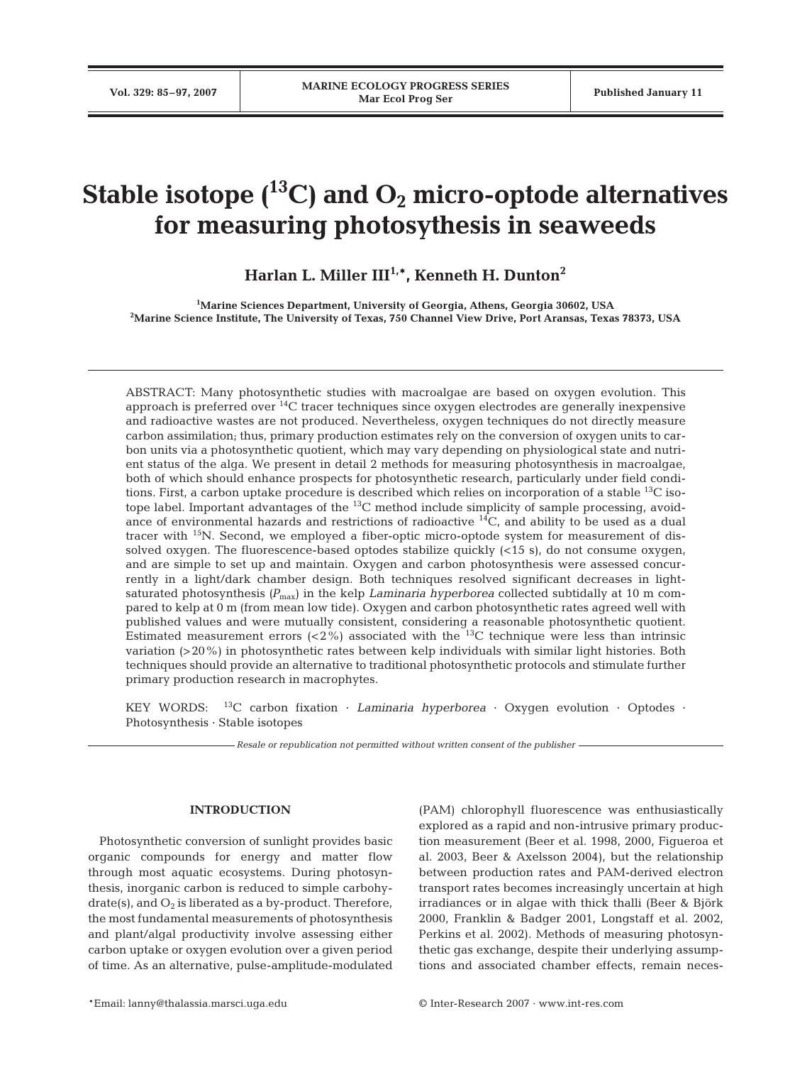# Stable isotope ($^{13}$C) and $O_2$ micro-optode alternatives for measuring photosythesis in seaweeds

**Harlan L. Miller III[1,*], Kenneth H. Dunton[2]**

[1]Marine Sciences Department, University of Georgia, Athens, Georgia 30602, USA
[2]Marine Science Institute, The University of Texas, 750 Channel View Drive, Port Aransas, Texas 78373, USA

ABSTRACT: Many photosynthetic studies with macroalgae are based on oxygen evolution. This approach is preferred over $^{14}$C tracer techniques since oxygen electrodes are generally inexpensive and radioactive wastes are not produced. Nevertheless, oxygen techniques do not directly measure carbon assimilation; thus, primary production estimates rely on the conversion of oxygen units to carbon units via a photosynthetic quotient, which may vary depending on physiological state and nutrient status of the alga. We present in detail 2 methods for measuring photosynthesis in macroalgae, both of which should enhance prospects for photosynthetic research, particularly under field conditions. First, a carbon uptake procedure is described which relies on incorporation of a stable $^{13}$C isotope label. Important advantages of the $^{13}$C method include simplicity of sample processing, avoidance of environmental hazards and restrictions of radioactive $^{14}$C, and ability to be used as a dual tracer with $^{15}$N. Second, we employed a fiber-optic micro-optode system for measurement of dissolved oxygen. The fluorescence-based optodes stabilize quickly (<15 s), do not consume oxygen, and are simple to set up and maintain. Oxygen and carbon photosynthesis were assessed concurrently in a light/dark chamber design. Both techniques resolved significant decreases in light-saturated photosynthesis ($P_{max}$) in the kelp *Laminaria hyperborea* collected subtidally at 10 m compared to kelp at 0 m (from mean low tide). Oxygen and carbon photosynthetic rates agreed well with published values and were mutually consistent, considering a reasonable photosynthetic quotient. Estimated measurement errors (<2%) associated with the $^{13}$C technique were less than intrinsic variation (>20%) in photosynthetic rates between kelp individuals with similar light histories. Both techniques should provide an alternative to traditional photosynthetic protocols and stimulate further primary production research in macrophytes.

KEY WORDS: $^{13}$C carbon fixation · *Laminaria hyperborea* · Oxygen evolution · Optodes · Photosynthesis · Stable isotopes

*Resale or republication not permitted without written consent of the publisher*

## INTRODUCTION

Photosynthetic conversion of sunlight provides basic organic compounds for energy and matter flow through most aquatic ecosystems. During photosynthesis, inorganic carbon is reduced to simple carbohydrate(s), and $O_2$ is liberated as a by-product. Therefore, the most fundamental measurements of photosynthesis and plant/algal productivity involve assessing either carbon uptake or oxygen evolution over a given period of time. As an alternative, pulse-amplitude-modulated (PAM) chlorophyll fluorescence was enthusiastically explored as a rapid and non-intrusive primary production measurement (Beer et al. 1998, 2000, Figueroa et al. 2003, Beer & Axelsson 2004), but the relationship between production rates and PAM-derived electron transport rates becomes increasingly uncertain at high irradiances or in algae with thick thalli (Beer & Björk 2000, Franklin & Badger 2001, Longstaff et al. 2002, Perkins et al. 2002). Methods of measuring photosynthetic gas exchange, despite their underlying assumptions and associated chamber effects, remain neces-

*Email: lanny@thalassia.marsci.uga.edu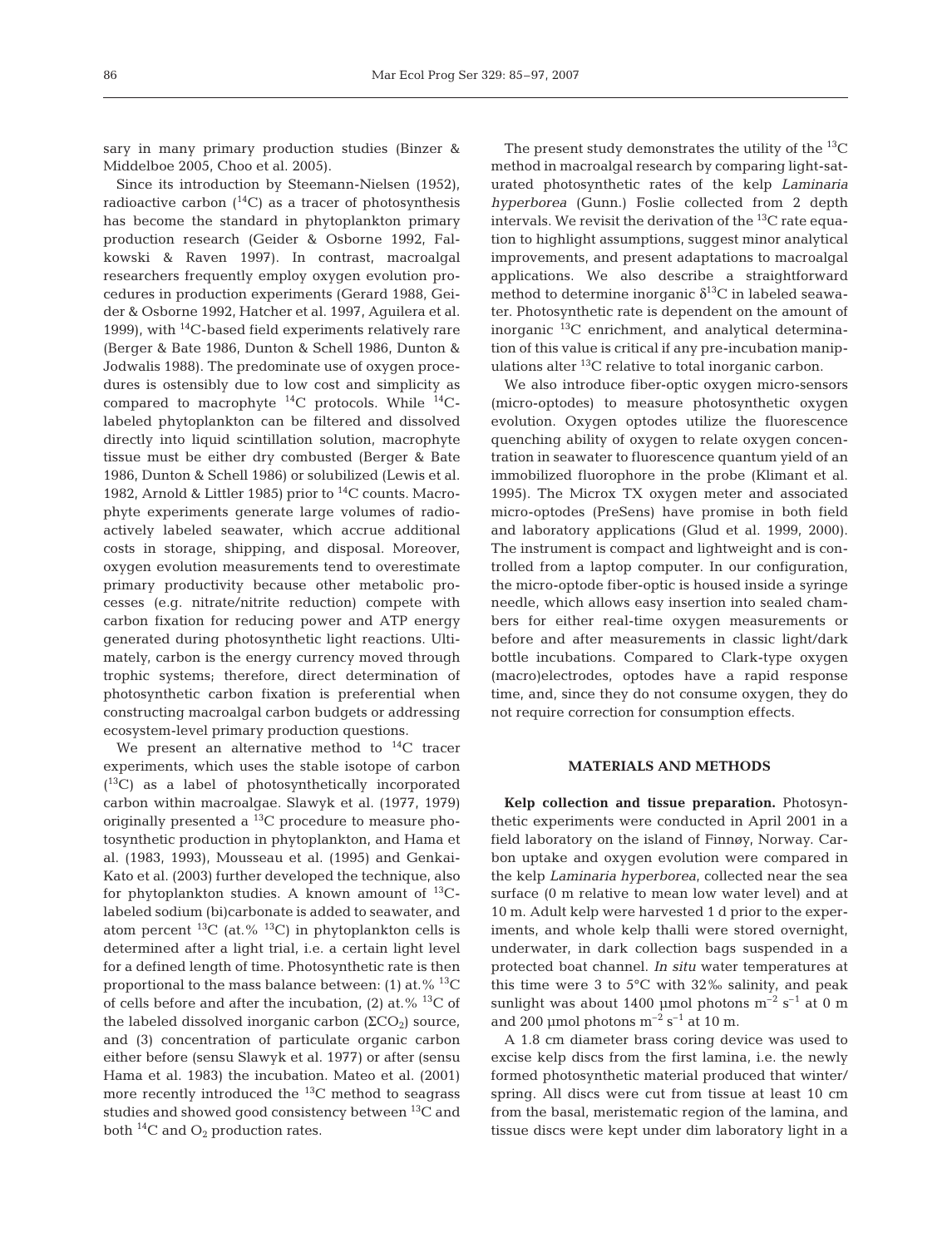sary in many primary production studies (Binzer & Middelboe 2005, Choo et al. 2005).

Since its introduction by Steemann-Nielsen (1952), radioactive carbon ($^{14}C$) as a tracer of photosynthesis has become the standard in phytoplankton primary production research (Geider & Osborne 1992, Falkowski & Raven 1997). In contrast, macroalgal researchers frequently employ oxygen evolution procedures in production experiments (Gerard 1988, Geider & Osborne 1992, Hatcher et al. 1997, Aguilera et al. 1999), with $^{14}C$-based field experiments relatively rare (Berger & Bate 1986, Dunton & Schell 1986, Dunton & Jodwalis 1988). The predominate use of oxygen procedures is ostensibly due to low cost and simplicity as compared to macrophyte $^{14}C$ protocols. While $^{14}C$-labeled phytoplankton can be filtered and dissolved directly into liquid scintillation solution, macrophyte tissue must be either dry combusted (Berger & Bate 1986, Dunton & Schell 1986) or solubilized (Lewis et al. 1982, Arnold & Littler 1985) prior to $^{14}C$ counts. Macrophyte experiments generate large volumes of radioactively labeled seawater, which accrue additional costs in storage, shipping, and disposal. Moreover, oxygen evolution measurements tend to overestimate primary productivity because other metabolic processes (e.g. nitrate/nitrite reduction) compete with carbon fixation for reducing power and ATP energy generated during photosynthetic light reactions. Ultimately, carbon is the energy currency moved through trophic systems; therefore, direct determination of photosynthetic carbon fixation is preferential when constructing macroalgal carbon budgets or addressing ecosystem-level primary production questions.

We present an alternative method to $^{14}C$ tracer experiments, which uses the stable isotope of carbon ($^{13}C$) as a label of photosynthetically incorporated carbon within macroalgae. Slawyk et al. (1977, 1979) originally presented a $^{13}C$ procedure to measure photosynthetic production in phytoplankton, and Hama et al. (1983, 1993), Mousseau et al. (1995) and Genkai-Kato et al. (2003) further developed the technique, also for phytoplankton studies. A known amount of $^{13}C$-labeled sodium (bi)carbonate is added to seawater, and atom percent $^{13}C$ (at.% $^{13}C$) in phytoplankton cells is determined after a light trial, i.e. a certain light level for a defined length of time. Photosynthetic rate is then proportional to the mass balance between: (1) at.% $^{13}C$ of cells before and after the incubation, (2) at.% $^{13}C$ of the labeled dissolved inorganic carbon ($\Sigma CO_2$) source, and (3) concentration of particulate organic carbon either before (sensu Slawyk et al. 1977) or after (sensu Hama et al. 1983) the incubation. Mateo et al. (2001) more recently introduced the $^{13}C$ method to seagrass studies and showed good consistency between $^{13}C$ and both $^{14}C$ and $O_2$ production rates.

The present study demonstrates the utility of the $^{13}C$ method in macroalgal research by comparing light-saturated photosynthetic rates of the kelp *Laminaria hyperborea* (Gunn.) Foslie collected from 2 depth intervals. We revisit the derivation of the $^{13}C$ rate equation to highlight assumptions, suggest minor analytical improvements, and present adaptations to macroalgal applications. We also describe a straightforward method to determine inorganic $\delta^{13}C$ in labeled seawater. Photosynthetic rate is dependent on the amount of inorganic $^{13}C$ enrichment, and analytical determination of this value is critical if any pre-incubation manipulations alter $^{13}C$ relative to total inorganic carbon.

We also introduce fiber-optic oxygen micro-sensors (micro-optodes) to measure photosynthetic oxygen evolution. Oxygen optodes utilize the fluorescence quenching ability of oxygen to relate oxygen concentration in seawater to fluorescence quantum yield of an immobilized fluorophore in the probe (Klimant et al. 1995). The Microx TX oxygen meter and associated micro-optodes (PreSens) have promise in both field and laboratory applications (Glud et al. 1999, 2000). The instrument is compact and lightweight and is controlled from a laptop computer. In our configuration, the micro-optode fiber-optic is housed inside a syringe needle, which allows easy insertion into sealed chambers for either real-time oxygen measurements or before and after measurements in classic light/dark bottle incubations. Compared to Clark-type oxygen (macro)electrodes, optodes have a rapid response time, and, since they do not consume oxygen, they do not require correction for consumption effects.

## MATERIALS AND METHODS

**Kelp collection and tissue preparation.** Photosynthetic experiments were conducted in April 2001 in a field laboratory on the island of Finnøy, Norway. Carbon uptake and oxygen evolution were compared in the kelp *Laminaria hyperborea*, collected near the sea surface (0 m relative to mean low water level) and at 10 m. Adult kelp were harvested 1 d prior to the experiments, and whole kelp thalli were stored overnight, underwater, in dark collection bags suspended in a protected boat channel. *In situ* water temperatures at this time were 3 to 5°C with 32‰ salinity, and peak sunlight was about 1400 µmol photons $m^{-2}$ $s^{-1}$ at 0 m and 200 µmol photons $m^{-2}$ $s^{-1}$ at 10 m.

A 1.8 cm diameter brass coring device was used to excise kelp discs from the first lamina, i.e. the newly formed photosynthetic material produced that winter/spring. All discs were cut from tissue at least 10 cm from the basal, meristematic region of the lamina, and tissue discs were kept under dim laboratory light in a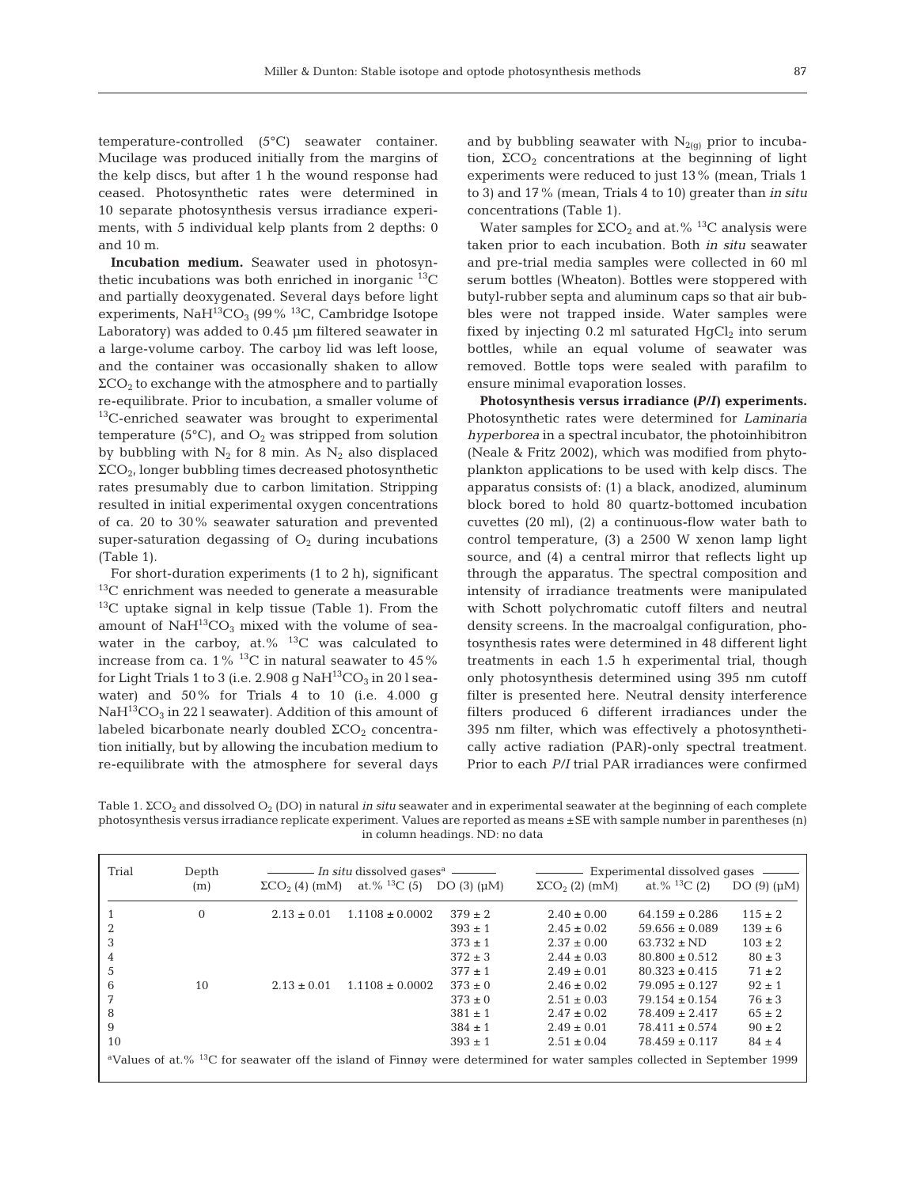temperature-controlled (5°C) seawater container. Mucilage was produced initially from the margins of the kelp discs, but after 1 h the wound response had ceased. Photosynthetic rates were determined in 10 separate photosynthesis versus irradiance experiments, with 5 individual kelp plants from 2 depths: 0 and 10 m.

**Incubation medium.** Seawater used in photosynthetic incubations was both enriched in inorganic $^{13}C$ and partially deoxygenated. Several days before light experiments, $NaH^{13}CO_3$ (99% $^{13}C$, Cambridge Isotope Laboratory) was added to 0.45 µm filtered seawater in a large-volume carboy. The carboy lid was left loose, and the container was occasionally shaken to allow $\Sigma CO_2$ to exchange with the atmosphere and to partially re-equilibrate. Prior to incubation, a smaller volume of $^{13}C$-enriched seawater was brought to experimental temperature (5°C), and $O_2$ was stripped from solution by bubbling with $N_2$ for 8 min. As $N_2$ also displaced $\Sigma CO_2$, longer bubbling times decreased photosynthetic rates presumably due to carbon limitation. Stripping resulted in initial experimental oxygen concentrations of ca. 20 to 30% seawater saturation and prevented super-saturation degassing of $O_2$ during incubations (Table 1).

For short-duration experiments (1 to 2 h), significant $^{13}C$ enrichment was needed to generate a measurable $^{13}C$ uptake signal in kelp tissue (Table 1). From the amount of $NaH^{13}CO_3$ mixed with the volume of seawater in the carboy, at.% $^{13}C$ was calculated to increase from ca. 1% $^{13}C$ in natural seawater to 45% for Light Trials 1 to 3 (i.e. 2.908 g $NaH^{13}CO_3$ in 20 l seawater) and 50% for Trials 4 to 10 (i.e. 4.000 g $NaH^{13}CO_3$ in 22 l seawater). Addition of this amount of labeled bicarbonate nearly doubled $\Sigma CO_2$ concentration initially, but by allowing the incubation medium to re-equilibrate with the atmosphere for several days and by bubbling seawater with $N_{2(g)}$ prior to incubation, $\Sigma CO_2$ concentrations at the beginning of light experiments were reduced to just 13% (mean, Trials 1 to 3) and 17% (mean, Trials 4 to 10) greater than *in situ* concentrations (Table 1).

Water samples for $\Sigma CO_2$ and at.% $^{13}C$ analysis were taken prior to each incubation. Both *in situ* seawater and pre-trial media samples were collected in 60 ml serum bottles (Wheaton). Bottles were stoppered with butyl-rubber septa and aluminum caps so that air bubbles were not trapped inside. Water samples were fixed by injecting 0.2 ml saturated $HgCl_2$ into serum bottles, while an equal volume of seawater was removed. Bottle tops were sealed with parafilm to ensure minimal evaporation losses.

**Photosynthesis versus irradiance (*P/I*) experiments.** Photosynthetic rates were determined for *Laminaria hyperborea* in a spectral incubator, the photoinhibitron (Neale & Fritz 2002), which was modified from phytoplankton applications to be used with kelp discs. The apparatus consists of: (1) a black, anodized, aluminum block bored to hold 80 quartz-bottomed incubation cuvettes (20 ml), (2) a continuous-flow water bath to control temperature, (3) a 2500 W xenon lamp light source, and (4) a central mirror that reflects light up through the apparatus. The spectral composition and intensity of irradiance treatments were manipulated with Schott polychromatic cutoff filters and neutral density screens. In the macroalgal configuration, photosynthesis rates were determined in 48 different light treatments in each 1.5 h experimental trial, though only photosynthesis determined using 395 nm cutoff filter is presented here. Neutral density interference filters produced 6 different irradiances under the 395 nm filter, which was effectively a photosynthetically active radiation (PAR)-only spectral treatment. Prior to each *P/I* trial PAR irradiances were confirmed

Table 1. $\Sigma CO_2$ and dissolved $O_2$ (DO) in natural *in situ* seawater and in experimental seawater at the beginning of each complete photosynthesis versus irradiance replicate experiment. Values are reported as means ± SE with sample number in parentheses (n) in column headings. ND: no data

| Trial | Depth (m) | *In situ* dissolved gases[a] | | | Experimental dissolved gases | | |
|---|---|---|---|---|---|---|---|
| | | $\Sigma CO_2$ (4) (mM) | at.% $^{13}C$ (5) | DO (3) (µM) | $\Sigma CO_2$ (2) (mM) | at.% $^{13}C$ (2) | DO (9) (µM) |
| 1 | 0 | 2.13 ± 0.01 | 1.1108 ± 0.0002 | 379 ± 2 | 2.40 ± 0.00 | 64.159 ± 0.286 | 115 ± 2 |
| 2 | | | | 393 ± 1 | 2.45 ± 0.02 | 59.656 ± 0.089 | 139 ± 6 |
| 3 | | | | 373 ± 1 | 2.37 ± 0.00 | 63.732 ± ND | 103 ± 2 |
| 4 | | | | 372 ± 3 | 2.44 ± 0.03 | 80.800 ± 0.512 | 80 ± 3 |
| 5 | | | | 377 ± 1 | 2.49 ± 0.01 | 80.323 ± 0.415 | 71 ± 2 |
| 6 | 10 | 2.13 ± 0.01 | 1.1108 ± 0.0002 | 373 ± 0 | 2.46 ± 0.02 | 79.095 ± 0.127 | 92 ± 1 |
| 7 | | | | 373 ± 0 | 2.51 ± 0.03 | 79.154 ± 0.154 | 76 ± 3 |
| 8 | | | | 381 ± 1 | 2.47 ± 0.02 | 78.409 ± 2.417 | 65 ± 2 |
| 9 | | | | 384 ± 1 | 2.49 ± 0.01 | 78.411 ± 0.574 | 90 ± 2 |
| 10 | | | | 393 ± 1 | 2.51 ± 0.04 | 78.459 ± 0.117 | 84 ± 4 |

[a]Values of at.% $^{13}C$ for seawater off the island of Finnøy were determined for water samples collected in September 1999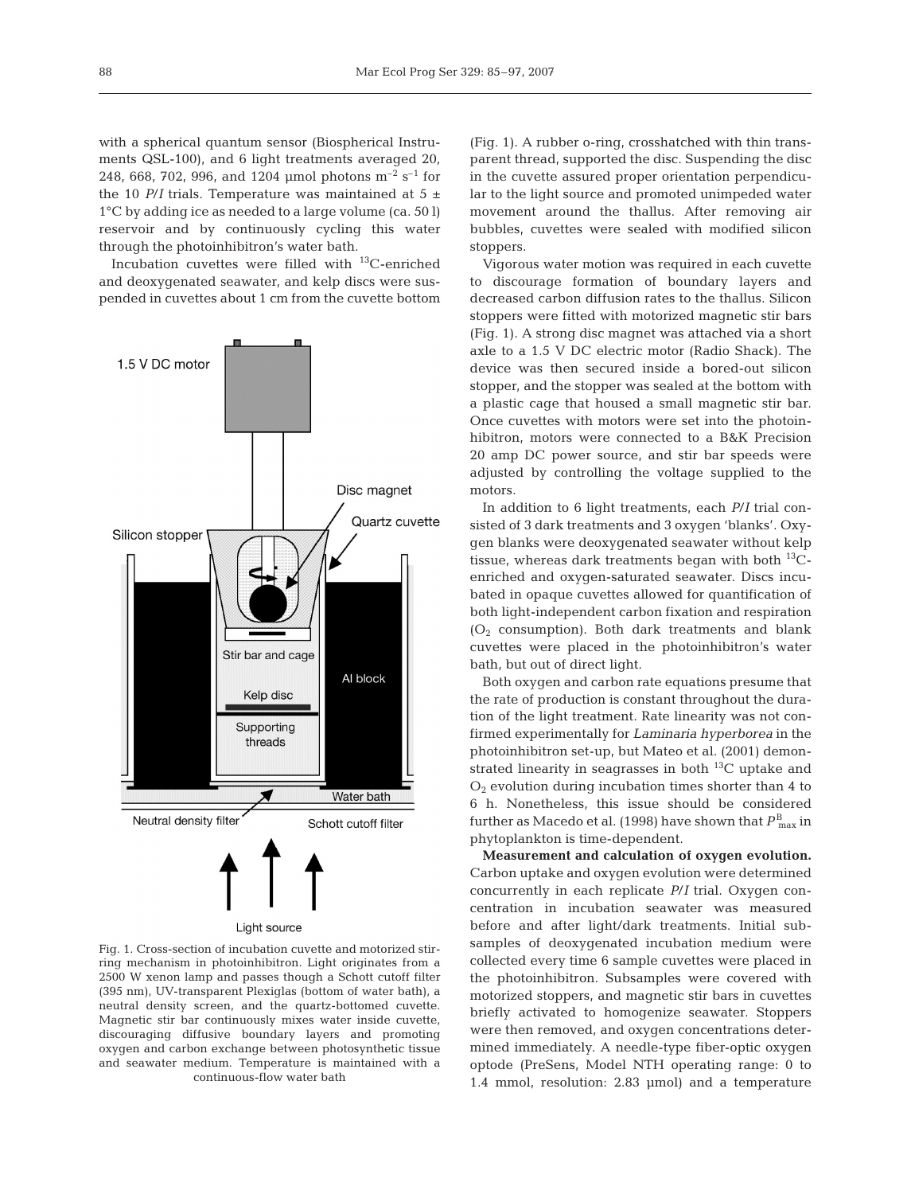with a spherical quantum sensor (Biospherical Instruments QSL-100), and 6 light treatments averaged 20, 248, 668, 702, 996, and 1204 µmol photons $m^{-2}$ $s^{-1}$ for the 10 *P/I* trials. Temperature was maintained at 5 ± 1°C by adding ice as needed to a large volume (ca. 50 l) reservoir and by continuously cycling this water through the photoinhibitron's water bath.

Incubation cuvettes were filled with $^{13}C$-enriched and deoxygenated seawater, and kelp discs were suspended in cuvettes about 1 cm from the cuvette bottom (Fig. 1). A rubber o-ring, crosshatched with thin transparent thread, supported the disc. Suspending the disc in the cuvette assured proper orientation perpendicular to the light source and promoted unimpeded water movement around the thallus. After removing air bubbles, cuvettes were sealed with modified silicon stoppers.

Fig. 1. Cross-section of incubation cuvette and motorized stirring mechanism in photoinhibitron. Light originates from a 2500 W xenon lamp and passes though a Schott cutoff filter (395 nm), UV-transparent Plexiglas (bottom of water bath), a neutral density screen, and the quartz-bottomed cuvette. Magnetic stir bar continuously mixes water inside cuvette, discouraging diffusive boundary layers and promoting oxygen and carbon exchange between photosynthetic tissue and seawater medium. Temperature is maintained with a continuous-flow water bath

Vigorous water motion was required in each cuvette to discourage formation of boundary layers and decreased carbon diffusion rates to the thallus. Silicon stoppers were fitted with motorized magnetic stir bars (Fig. 1). A strong disc magnet was attached via a short axle to a 1.5 V DC electric motor (Radio Shack). The device was then secured inside a bored-out silicon stopper, and the stopper was sealed at the bottom with a plastic cage that housed a small magnetic stir bar. Once cuvettes with motors were set into the photoinhibitron, motors were connected to a B&K Precision 20 amp DC power source, and stir bar speeds were adjusted by controlling the voltage supplied to the motors.

In addition to 6 light treatments, each *P/I* trial consisted of 3 dark treatments and 3 oxygen 'blanks'. Oxygen blanks were deoxygenated seawater without kelp tissue, whereas dark treatments began with both $^{13}C$-enriched and oxygen-saturated seawater. Discs incubated in opaque cuvettes allowed for quantification of both light-independent carbon fixation and respiration ($O_2$ consumption). Both dark treatments and blank cuvettes were placed in the photoinhibitron's water bath, but out of direct light.

Both oxygen and carbon rate equations presume that the rate of production is constant throughout the duration of the light treatment. Rate linearity was not confirmed experimentally for *Laminaria hyperborea* in the photoinhibitron set-up, but Mateo et al. (2001) demonstrated linearity in seagrasses in both $^{13}C$ uptake and $O_2$ evolution during incubation times shorter than 4 to 6 h. Nonetheless, this issue should be considered further as Macedo et al. (1998) have shown that $P^B_{max}$ in phytoplankton is time-dependent.

**Measurement and calculation of oxygen evolution.** Carbon uptake and oxygen evolution were determined concurrently in each replicate *P/I* trial. Oxygen concentration in incubation seawater was measured before and after light/dark treatments. Initial subsamples of deoxygenated incubation medium were collected every time 6 sample cuvettes were placed in the photoinhibitron. Subsamples were covered with motorized stoppers, and magnetic stir bars in cuvettes briefly activated to homogenize seawater. Stoppers were then removed, and oxygen concentrations determined immediately. A needle-type fiber-optic oxygen optode (PreSens, Model NTH operating range: 0 to 1.4 mmol, resolution: 2.83 µmol) and a temperature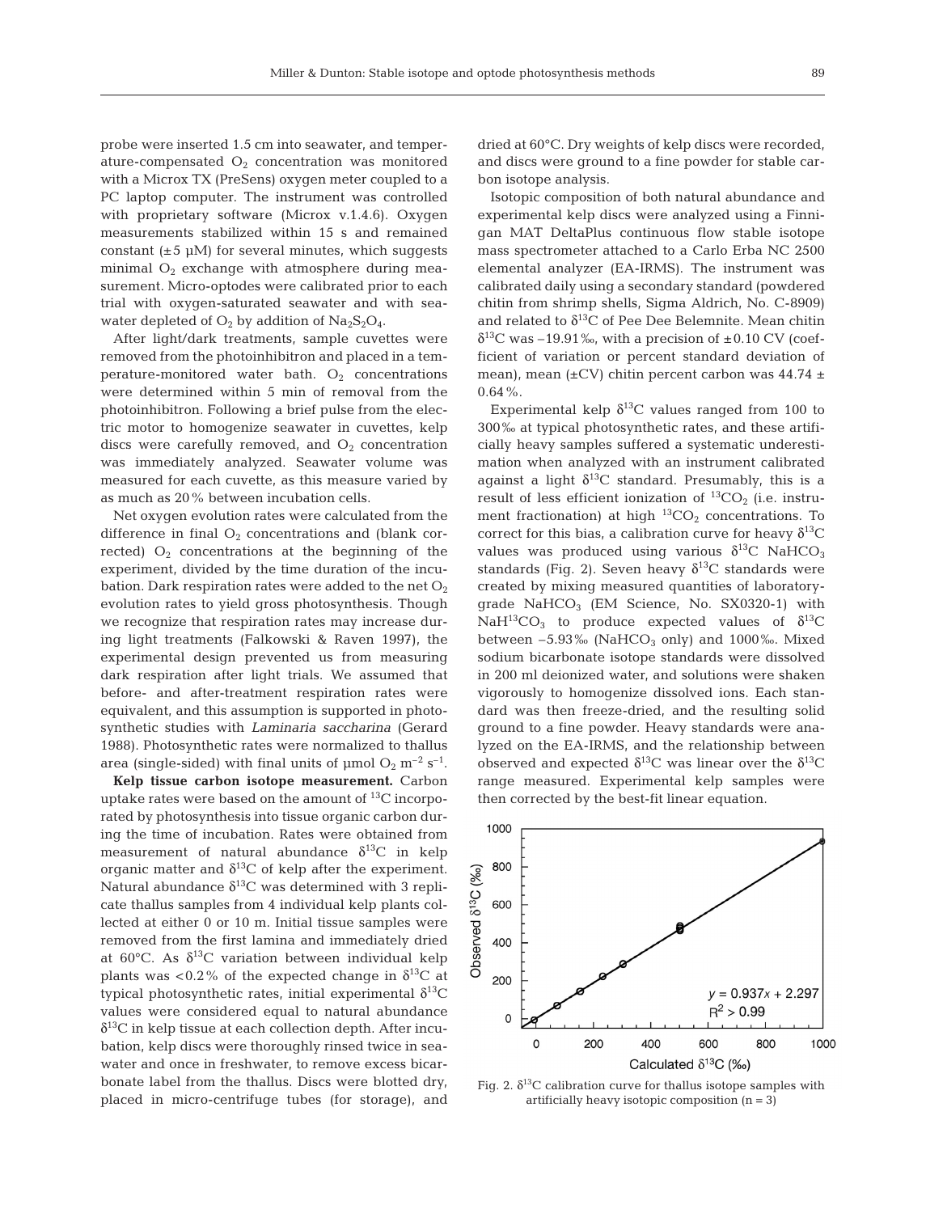probe were inserted 1.5 cm into seawater, and temperature-compensated $O_2$ concentration was monitored with a Microx TX (PreSens) oxygen meter coupled to a PC laptop computer. The instrument was controlled with proprietary software (Microx v.1.4.6). Oxygen measurements stabilized within 15 s and remained constant (±5 µM) for several minutes, which suggests minimal $O_2$ exchange with atmosphere during measurement. Micro-optodes were calibrated prior to each trial with oxygen-saturated seawater and with seawater depleted of $O_2$ by addition of $Na_2S_2O_4$.

After light/dark treatments, sample cuvettes were removed from the photoinhibitron and placed in a temperature-monitored water bath. $O_2$ concentrations were determined within 5 min of removal from the photoinhibitron. Following a brief pulse from the electric motor to homogenize seawater in cuvettes, kelp discs were carefully removed, and $O_2$ concentration was immediately analyzed. Seawater volume was measured for each cuvette, as this measure varied by as much as 20% between incubation cells.

Net oxygen evolution rates were calculated from the difference in final $O_2$ concentrations and (blank corrected) $O_2$ concentrations at the beginning of the experiment, divided by the time duration of the incubation. Dark respiration rates were added to the net $O_2$ evolution rates to yield gross photosynthesis. Though we recognize that respiration rates may increase during light treatments (Falkowski & Raven 1997), the experimental design prevented us from measuring dark respiration after light trials. We assumed that before- and after-treatment respiration rates were equivalent, and this assumption is supported in photosynthetic studies with *Laminaria saccharina* (Gerard 1988). Photosynthetic rates were normalized to thallus area (single-sided) with final units of µmol $O_2$ $m^{-2}$ $s^{-1}$.

**Kelp tissue carbon isotope measurement.** Carbon uptake rates were based on the amount of $^{13}C$ incorporated by photosynthesis into tissue organic carbon during the time of incubation. Rates were obtained from measurement of natural abundance $\delta^{13}C$ in kelp organic matter and $\delta^{13}C$ of kelp after the experiment. Natural abundance $\delta^{13}C$ was determined with 3 replicate thallus samples from 4 individual kelp plants collected at either 0 or 10 m. Initial tissue samples were removed from the first lamina and immediately dried at 60°C. As $\delta^{13}C$ variation between individual kelp plants was <0.2% of the expected change in $\delta^{13}C$ at typical photosynthetic rates, initial experimental $\delta^{13}C$ values were considered equal to natural abundance $\delta^{13}C$ in kelp tissue at each collection depth. After incubation, kelp discs were thoroughly rinsed twice in seawater and once in freshwater, to remove excess bicarbonate label from the thallus. Discs were blotted dry, placed in micro-centrifuge tubes (for storage), and dried at 60°C. Dry weights of kelp discs were recorded, and discs were ground to a fine powder for stable carbon isotope analysis.

Isotopic composition of both natural abundance and experimental kelp discs were analyzed using a Finnigan MAT DeltaPlus continuous flow stable isotope mass spectrometer attached to a Carlo Erba NC 2500 elemental analyzer (EA-IRMS). The instrument was calibrated daily using a secondary standard (powdered chitin from shrimp shells, Sigma Aldrich, No. C-8909) and related to $\delta^{13}C$ of Pee Dee Belemnite. Mean chitin $\delta^{13}C$ was −19.91‰, with a precision of ±0.10 CV (coefficient of variation or percent standard deviation of mean), mean (±CV) chitin percent carbon was 44.74 ± 0.64%.

Experimental kelp $\delta^{13}C$ values ranged from 100 to 300‰ at typical photosynthetic rates, and these artificially heavy samples suffered a systematic underestimation when analyzed with an instrument calibrated against a light $\delta^{13}C$ standard. Presumably, this is a result of less efficient ionization of $^{13}CO_2$ (i.e. instrument fractionation) at high $^{13}CO_2$ concentrations. To correct for this bias, a calibration curve for heavy $\delta^{13}C$ values was produced using various $\delta^{13}C$ $NaHCO_3$ standards (Fig. 2). Seven heavy $\delta^{13}C$ standards were created by mixing measured quantities of laboratory-grade $NaHCO_3$ (EM Science, No. SX0320-1) with $NaH^{13}CO_3$ to produce expected values of $\delta^{13}C$ between −5.93‰ ($NaHCO_3$ only) and 1000‰. Mixed sodium bicarbonate isotope standards were dissolved in 200 ml deionized water, and solutions were shaken vigorously to homogenize dissolved ions. Each standard was then freeze-dried, and the resulting solid ground to a fine powder. Heavy standards were analyzed on the EA-IRMS, and the relationship between observed and expected $\delta^{13}C$ was linear over the $\delta^{13}C$ range measured. Experimental kelp samples were then corrected by the best-fit linear equation.

Fig. 2. $\delta^{13}C$ calibration curve for thallus isotope samples with artificially heavy isotopic composition (n = 3)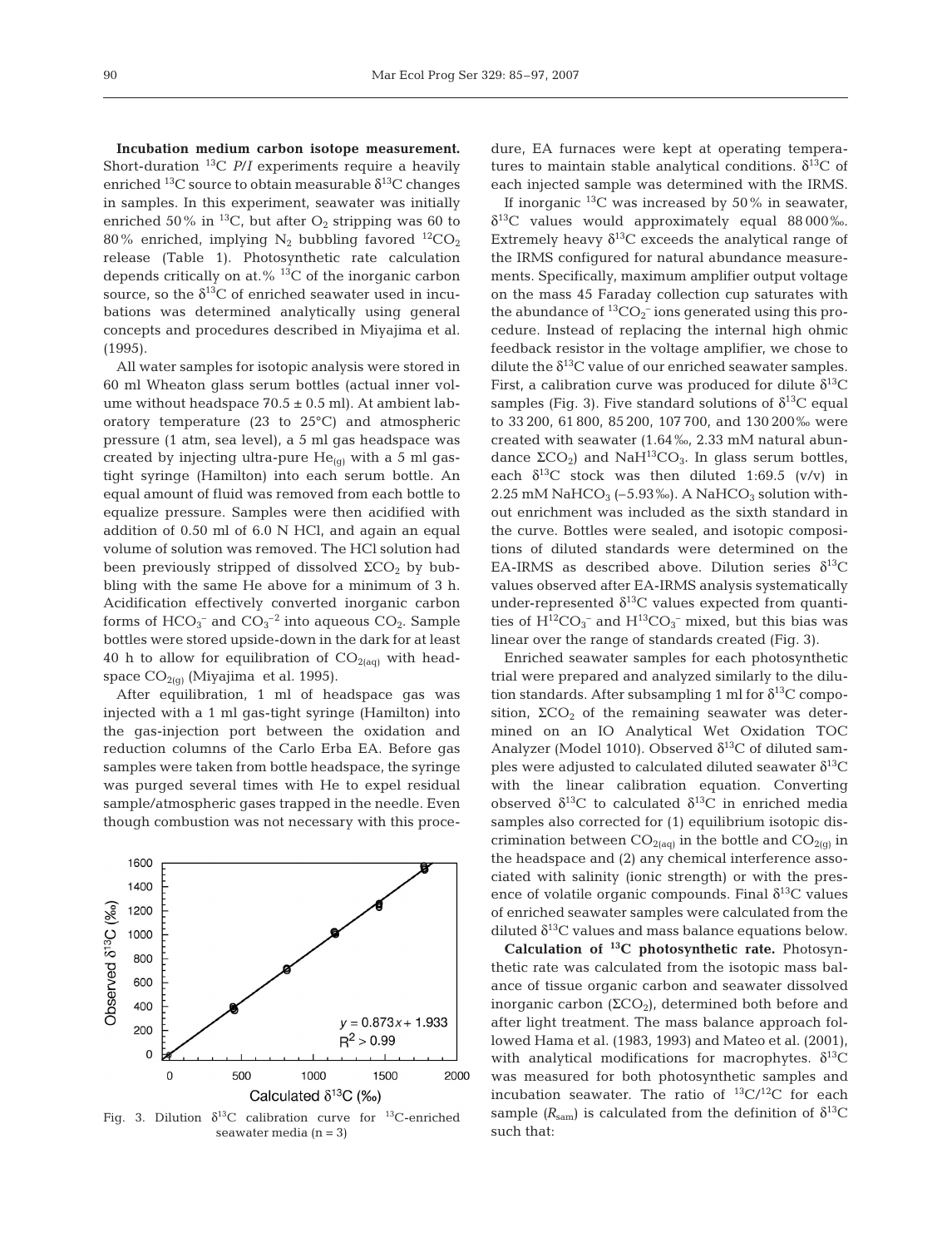**Incubation medium carbon isotope measurement.** Short-duration $^{13}C$ *P/I* experiments require a heavily enriched $^{13}C$ source to obtain measurable $\delta^{13}C$ changes in samples. In this experiment, seawater was initially enriched 50% in $^{13}C$, but after $O_2$ stripping was 60 to 80% enriched, implying $N_2$ bubbling favored $^{12}CO_2$ release (Table 1). Photosynthetic rate calculation depends critically on at.% $^{13}C$ of the inorganic carbon source, so the $\delta^{13}C$ of enriched seawater used in incubations was determined analytically using general concepts and procedures described in Miyajima et al. (1995).

All water samples for isotopic analysis were stored in 60 ml Wheaton glass serum bottles (actual inner volume without headspace $70.5 \pm 0.5$ ml). At ambient laboratory temperature (23 to 25°C) and atmospheric pressure (1 atm, sea level), a 5 ml gas headspace was created by injecting ultra-pure $He_{(g)}$ with a 5 ml gas-tight syringe (Hamilton) into each serum bottle. An equal amount of fluid was removed from each bottle to equalize pressure. Samples were then acidified with addition of 0.50 ml of 6.0 N HCl, and again an equal volume of solution was removed. The HCl solution had been previously stripped of dissolved $\Sigma CO_2$ by bubbling with the same He above for a minimum of 3 h. Acidification effectively converted inorganic carbon forms of $HCO_3^-$ and $CO_3^{-2}$ into aqueous $CO_2$. Sample bottles were stored upside-down in the dark for at least 40 h to allow for equilibration of $CO_{2(aq)}$ with headspace $CO_{2(g)}$ (Miyajima et al. 1995).

After equilibration, 1 ml of headspace gas was injected with a 1 ml gas-tight syringe (Hamilton) into the gas-injection port between the oxidation and reduction columns of the Carlo Erba EA. Before gas samples were taken from bottle headspace, the syringe was purged several times with He to expel residual sample/atmospheric gases trapped in the needle. Even though combustion was not necessary with this procedure, EA furnaces were kept at operating temperatures to maintain stable analytical conditions. $\delta^{13}C$ of each injected sample was determined with the IRMS.

Fig. 3. Dilution $\delta^{13}C$ calibration curve for $^{13}C$-enriched seawater media (n = 3)

If inorganic $^{13}C$ was increased by 50% in seawater, $\delta^{13}C$ values would approximately equal 88000‰. Extremely heavy $\delta^{13}C$ exceeds the analytical range of the IRMS configured for natural abundance measurements. Specifically, maximum amplifier output voltage on the mass 45 Faraday collection cup saturates with the abundance of $^{13}CO_2^-$ ions generated using this procedure. Instead of replacing the internal high ohmic feedback resistor in the voltage amplifier, we chose to dilute the $\delta^{13}C$ value of our enriched seawater samples. First, a calibration curve was produced for dilute $\delta^{13}C$ samples (Fig. 3). Five standard solutions of $\delta^{13}C$ equal to 33200, 61800, 85200, 107700, and 130200‰ were created with seawater (1.64‰, 2.33 mM natural abundance $\Sigma CO_2$) and $NaH^{13}CO_3$. In glass serum bottles, each $\delta^{13}C$ stock was then diluted 1:69.5 (v/v) in 2.25 mM $NaHCO_3$ (–5.93‰). A $NaHCO_3$ solution without enrichment was included as the sixth standard in the curve. Bottles were sealed, and isotopic compositions of diluted standards were determined on the EA-IRMS as described above. Dilution series $\delta^{13}C$ values observed after EA-IRMS analysis systematically under-represented $\delta^{13}C$ values expected from quantities of $H^{12}CO_3^-$ and $H^{13}CO_3^-$ mixed, but this bias was linear over the range of standards created (Fig. 3).

Enriched seawater samples for each photosynthetic trial were prepared and analyzed similarly to the dilution standards. After subsampling 1 ml for $\delta^{13}C$ composition, $\Sigma CO_2$ of the remaining seawater was determined on an IO Analytical Wet Oxidation TOC Analyzer (Model 1010). Observed $\delta^{13}C$ of diluted samples were adjusted to calculated diluted seawater $\delta^{13}C$ with the linear calibration equation. Converting observed $\delta^{13}C$ to calculated $\delta^{13}C$ in enriched media samples also corrected for (1) equilibrium isotopic discrimination between $CO_{2(aq)}$ in the bottle and $CO_{2(g)}$ in the headspace and (2) any chemical interference associated with salinity (ionic strength) or with the presence of volatile organic compounds. Final $\delta^{13}C$ values of enriched seawater samples were calculated from the diluted $\delta^{13}C$ values and mass balance equations below.

**Calculation of $^{13}C$ photosynthetic rate.** Photosynthetic rate was calculated from the isotopic mass balance of tissue organic carbon and seawater dissolved inorganic carbon ($\Sigma CO_2$), determined both before and after light treatment. The mass balance approach followed Hama et al. (1983, 1993) and Mateo et al. (2001), with analytical modifications for macrophytes. $\delta^{13}C$ was measured for both photosynthetic samples and incubation seawater. The ratio of $^{13}C/^{12}C$ for each sample ($R_{sam}$) is calculated from the definition of $\delta^{13}C$ such that: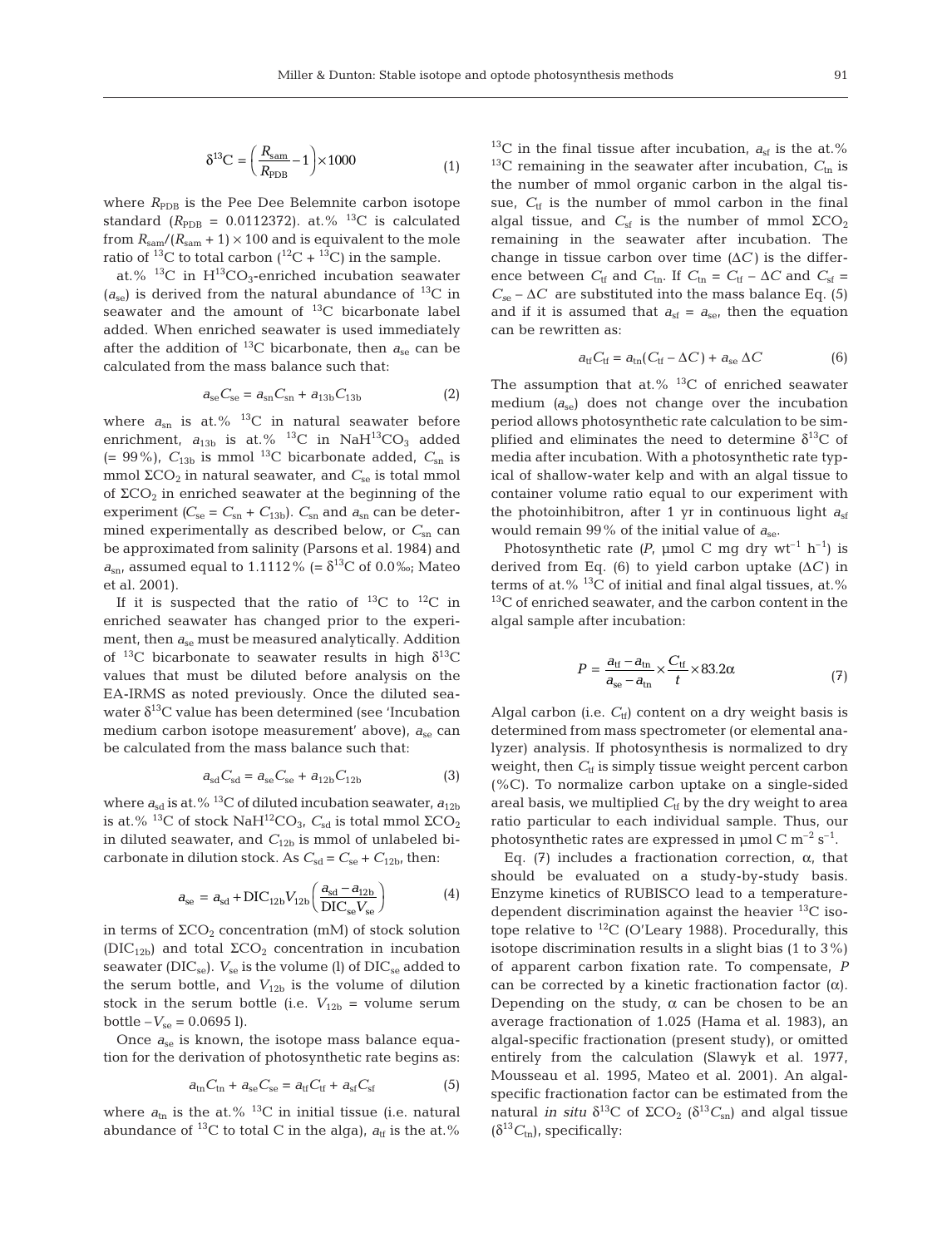$$\delta^{13}C = \left(\frac{R_{sam}}{R_{PDB}} - 1\right) \times 1000 \tag{1}$$

where $R_{PDB}$ is the Pee Dee Belemnite carbon isotope standard ($R_{PDB}$ = 0.0112372). at.% $^{13}C$ is calculated from $R_{sam}/(R_{sam} + 1) \times 100$ and is equivalent to the mole ratio of $^{13}C$ to total carbon ($^{12}C + ^{13}C$) in the sample.

at.% $^{13}C$ in $H^{13}CO_3$-enriched incubation seawater ($a_{se}$) is derived from the natural abundance of $^{13}C$ in seawater and the amount of $^{13}C$ bicarbonate label added. When enriched seawater is used immediately after the addition of $^{13}C$ bicarbonate, then $a_{se}$ can be calculated from the mass balance such that:

$$a_{se}C_{se} = a_{sn}C_{sn} + a_{13b}C_{13b} \tag{2}$$

where $a_{sn}$ is at.% $^{13}C$ in natural seawater before enrichment, $a_{13b}$ is at.% $^{13}C$ in $NaH^{13}CO_3$ added (= 99%), $C_{13b}$ is mmol $^{13}C$ bicarbonate added, $C_{sn}$ is mmol $\Sigma CO_2$ in natural seawater, and $C_{se}$ is total mmol of $\Sigma CO_2$ in enriched seawater at the beginning of the experiment ($C_{se} = C_{sn} + C_{13b}$). $C_{sn}$ and $a_{sn}$ can be determined experimentally as described below, or $C_{sn}$ can be approximated from salinity (Parsons et al. 1984) and $a_{sn}$, assumed equal to 1.1112% (= $\delta^{13}C$ of 0.0‰; Mateo et al. 2001).

If it is suspected that the ratio of $^{13}C$ to $^{12}C$ in enriched seawater has changed prior to the experiment, then $a_{se}$ must be measured analytically. Addition of $^{13}C$ bicarbonate to seawater results in high $\delta^{13}C$ values that must be diluted before analysis on the EA-IRMS as noted previously. Once the diluted seawater $\delta^{13}C$ value has been determined (see 'Incubation medium carbon isotope measurement' above), $a_{se}$ can be calculated from the mass balance such that:

$$a_{sd}C_{sd} = a_{se}C_{se} + a_{12b}C_{12b} \tag{3}$$

where $a_{sd}$ is at.% $^{13}C$ of diluted incubation seawater, $a_{12b}$ is at.% $^{13}C$ of stock $NaH^{12}CO_3$, $C_{sd}$ is total mmol $\Sigma CO_2$ in diluted seawater, and $C_{12b}$ is mmol of unlabeled bicarbonate in dilution stock. As $C_{sd} = C_{se} + C_{12b}$, then:

$$a_{se} = a_{sd} + \text{DIC}_{12b}V_{12b}\left(\frac{a_{sd} - a_{12b}}{\text{DIC}_{se}V_{se}}\right) \tag{4}$$

in terms of $\Sigma CO_2$ concentration (mM) of stock solution ($\text{DIC}_{12b}$) and total $\Sigma CO_2$ concentration in incubation seawater ($\text{DIC}_{se}$). $V_{se}$ is the volume (l) of $\text{DIC}_{se}$ added to the serum bottle, and $V_{12b}$ is the volume of dilution stock in the serum bottle (i.e. $V_{12b}$ = volume serum bottle $- V_{se}$ = 0.0695 l).

Once $a_{se}$ is known, the isotope mass balance equation for the derivation of photosynthetic rate begins as:

$$a_{tn}C_{tn} + a_{se}C_{se} = a_{tf}C_{tf} + a_{sf}C_{sf} \tag{5}$$

where $a_{tn}$ is the at.% $^{13}C$ in initial tissue (i.e. natural abundance of $^{13}C$ to total C in the alga), $a_{tf}$ is the at.% $^{13}C$ in the final tissue after incubation, $a_{sf}$ is the at.% $^{13}C$ remaining in the seawater after incubation, $C_{tn}$ is the number of mmol organic carbon in the algal tissue, $C_{tf}$ is the number of mmol carbon in the final algal tissue, and $C_{sf}$ is the number of mmol $\Sigma CO_2$ remaining in the seawater after incubation. The change in tissue carbon over time ($\Delta C$) is the difference between $C_{tf}$ and $C_{tn}$. If $C_{tn} = C_{tf} - \Delta C$ and $C_{sf} = C_{se} - \Delta C$ are substituted into the mass balance Eq. (5) and if it is assumed that $a_{sf} = a_{se}$, then the equation can be rewritten as:

$$a_{tf}C_{tf} = a_{tn}(C_{tf} - \Delta C) + a_{se}\,\Delta C \tag{6}$$

The assumption that at.% $^{13}C$ of enriched seawater medium ($a_{se}$) does not change over the incubation period allows photosynthetic rate calculation to be simplified and eliminates the need to determine $\delta^{13}C$ of media after incubation. With a photosynthetic rate typical of shallow-water kelp and with an algal tissue to container volume ratio equal to our experiment with the photoinhibitron, after 1 yr in continuous light $a_{sf}$ would remain 99% of the initial value of $a_{se}$.

Photosynthetic rate ($P$, µmol C mg dry wt$^{-1}$ h$^{-1}$) is derived from Eq. (6) to yield carbon uptake ($\Delta C$) in terms of at.% $^{13}C$ of initial and final algal tissues, at.% $^{13}C$ of enriched seawater, and the carbon content in the algal sample after incubation:

$$P = \frac{a_{tf} - a_{tn}}{a_{se} - a_{tn}} \times \frac{C_{tf}}{t} \times 83.2\alpha \tag{7}$$

Algal carbon (i.e. $C_{tf}$) content on a dry weight basis is determined from mass spectrometer (or elemental analyzer) analysis. If photosynthesis is normalized to dry weight, then $C_{tf}$ is simply tissue weight percent carbon (%C). To normalize carbon uptake on a single-sided areal basis, we multiplied $C_{tf}$ by the dry weight to area ratio particular to each individual sample. Thus, our photosynthetic rates are expressed in µmol C m$^{-2}$ s$^{-1}$.

Eq. (7) includes a fractionation correction, $\alpha$, that should be evaluated on a study-by-study basis. Enzyme kinetics of RUBISCO lead to a temperature-dependent discrimination against the heavier $^{13}C$ isotope relative to $^{12}C$ (O'Leary 1988). Procedurally, this isotope discrimination results in a slight bias (1 to 3%) of apparent carbon fixation rate. To compensate, $P$ can be corrected by a kinetic fractionation factor ($\alpha$). Depending on the study, $\alpha$ can be chosen to be an average fractionation of 1.025 (Hama et al. 1983), an algal-specific fractionation (present study), or omitted entirely from the calculation (Slawyk et al. 1977, Mousseau et al. 1995, Mateo et al. 2001). An algal-specific fractionation factor can be estimated from the natural *in situ* $\delta^{13}C$ of $\Sigma CO_2$ ($\delta^{13}C_{sn}$) and algal tissue ($\delta^{13}C_{tn}$), specifically: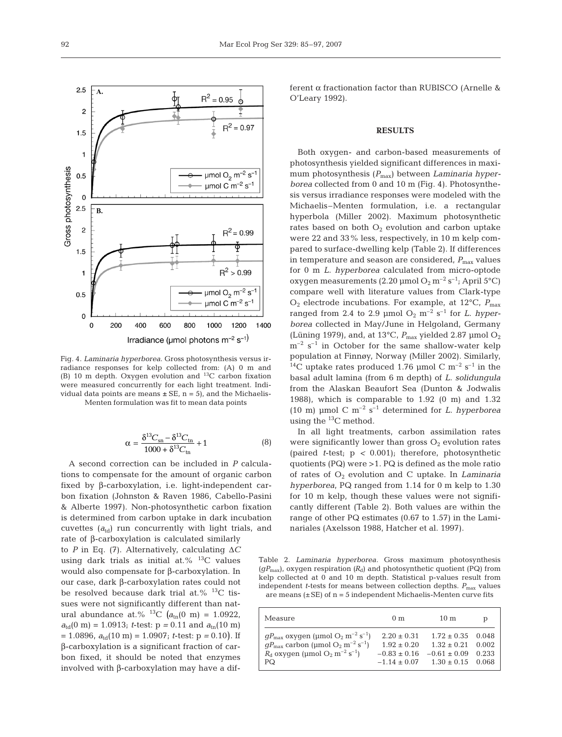Fig. 4. *Laminaria hyperborea*. Gross photosynthesis versus irradiance responses for kelp collected from: (A) 0 m and (B) 10 m depth. Oxygen evolution and $^{13}C$ carbon fixation were measured concurrently for each light treatment. Individual data points are means ± SE, n = 5), and the Michaelis-Menten formulation was fit to mean data points

$$\alpha = \frac{\delta^{13}C_{sn} - \delta^{13}C_{tn}}{1000 + \delta^{13}C_{tn}} + 1 \quad (8)$$

A second correction can be included in $P$ calculations to compensate for the amount of organic carbon fixed by β-carboxylation, i.e. light-independent carbon fixation (Johnston & Raven 1986, Cabello-Pasini & Alberte 1997). Non-photosynthetic carbon fixation is determined from carbon uptake in dark incubation cuvettes ($a_{td}$) run concurrently with light trials, and rate of β-carboxylation is calculated similarly to $P$ in Eq. (7). Alternatively, calculating $\Delta C$ using dark trials as initial at.% $^{13}C$ values would also compensate for β-carboxylation. In our case, dark β-carboxylation rates could not be resolved because dark trial at.% $^{13}C$ tissues were not significantly different than natural abundance at.% $^{13}C$ ($a_{tn}(0\text{ m}) = 1.0922$, $a_{td}(0\text{ m}) = 1.0913$; $t$-test: $p = 0.11$ and $a_{tn}(10\text{ m}) = 1.0896$, $a_{td}(10\text{ m}) = 1.0907$; $t$-test: $p = 0.10$). If β-carboxylation is a significant fraction of carbon fixed, it should be noted that enzymes involved with β-carboxylation may have a different α fractionation factor than RUBISCO (Arnelle & O'Leary 1992).

## RESULTS

Both oxygen- and carbon-based measurements of photosynthesis yielded significant differences in maximum photosynthesis ($P_{max}$) between *Laminaria hyperborea* collected from 0 and 10 m (Fig. 4). Photosynthesis versus irradiance responses were modeled with the Michaelis–Menten formulation, i.e. a rectangular hyperbola (Miller 2002). Maximum photosynthetic rates based on both $O_2$ evolution and carbon uptake were 22 and 33% less, respectively, in 10 m kelp compared to surface-dwelling kelp (Table 2). If differences in temperature and season are considered, $P_{max}$ values for 0 m *L. hyperborea* calculated from micro-optode oxygen measurements (2.20 µmol $O_2$ $m^{-2}$ $s^{-1}$; April 5°C) compare well with literature values from Clark-type $O_2$ electrode incubations. For example, at 12°C, $P_{max}$ ranged from 2.4 to 2.9 µmol $O_2$ $m^{-2}$ $s^{-1}$ for *L. hyperborea* collected in May/June in Helgoland, Germany (Lüning 1979), and, at 13°C, $P_{max}$ yielded 2.87 µmol $O_2$ $m^{-2}$ $s^{-1}$ in October for the same shallow-water kelp population at Finnøy, Norway (Miller 2002). Similarly, $^{14}C$ uptake rates produced 1.76 µmol C $m^{-2}$ $s^{-1}$ in the basal adult lamina (from 6 m depth) of *L. solidungula* from the Alaskan Beaufort Sea (Dunton & Jodwalis 1988), which is comparable to 1.92 (0 m) and 1.32 (10 m) µmol C $m^{-2}$ $s^{-1}$ determined for *L. hyperborea* using the $^{13}C$ method.

In all light treatments, carbon assimilation rates were significantly lower than gross $O_2$ evolution rates (paired $t$-test; $p < 0.001$); therefore, photosynthetic quotients (PQ) were >1. PQ is defined as the mole ratio of rates of $O_2$ evolution and C uptake. In *Laminaria hyperborea*, PQ ranged from 1.14 for 0 m kelp to 1.30 for 10 m kelp, though these values were not significantly different (Table 2). Both values are within the range of other PQ estimates (0.67 to 1.57) in the Laminariales (Axelsson 1988, Hatcher et al. 1997).

Table 2. *Laminaria hyperborea*. Gross maximum photosynthesis ($gP_{max}$), oxygen respiration ($R_d$) and photosynthetic quotient (PQ) from kelp collected at 0 and 10 m depth. Statistical p-values result from independent $t$-tests for means between collection depths. $P_{max}$ values are means (±SE) of n = 5 independent Michaelis-Menten curve fits

| Measure | 0 m | 10 m | p |
|---|---|---|---|
| $gP_{max}$ oxygen (µmol $O_2$ $m^{-2}$ $s^{-1}$) | 2.20 ± 0.31 | 1.72 ± 0.35 | 0.048 |
| $gP_{max}$ carbon (µmol $O_2$ $m^{-2}$ $s^{-1}$) | 1.92 ± 0.20 | 1.32 ± 0.21 | 0.002 |
| $R_d$ oxygen (µmol $O_2$ $m^{-2}$ $s^{-1}$) | −0.83 ± 0.16 | −0.61 ± 0.09 | 0.233 |
| PQ | −1.14 ± 0.07 | 1.30 ± 0.15 | 0.068 |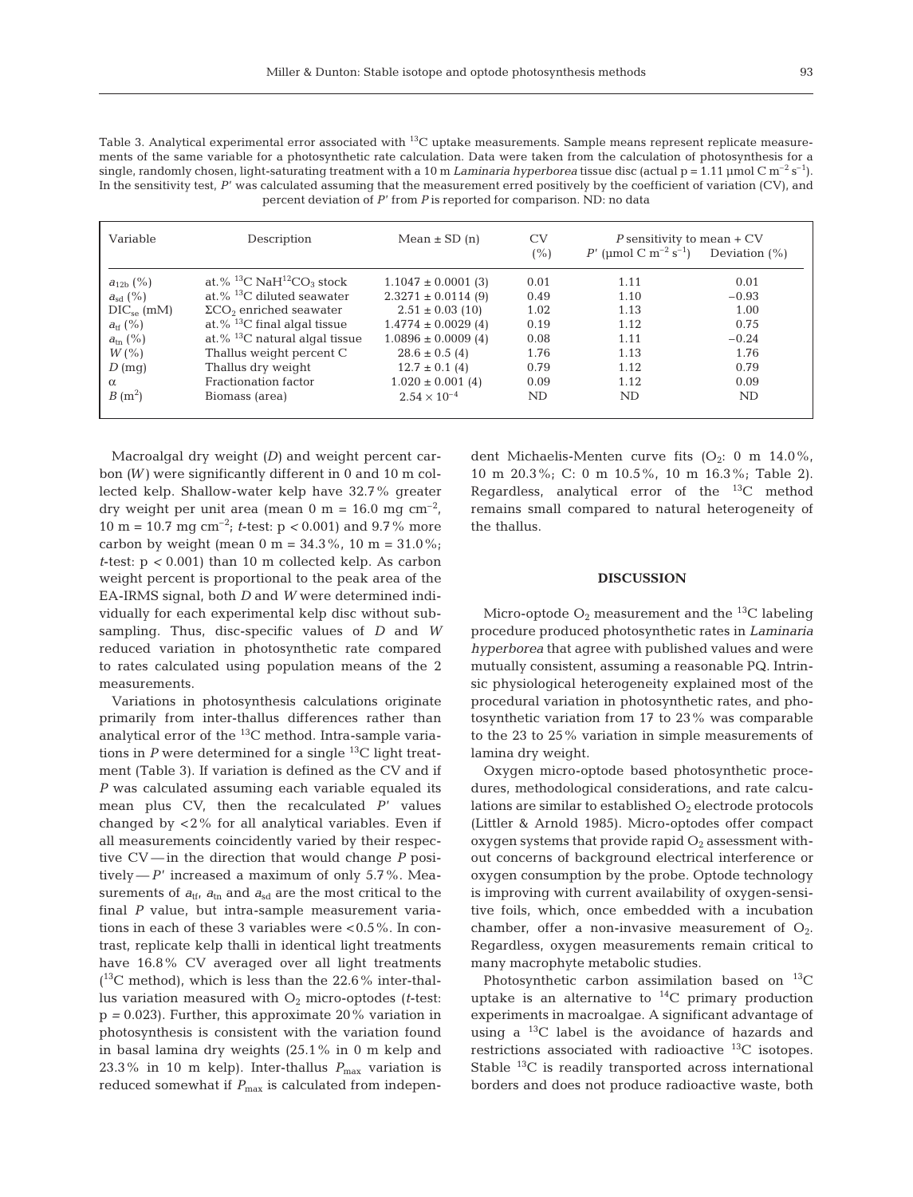Table 3. Analytical experimental error associated with $^{13}C$ uptake measurements. Sample means represent replicate measurements of the same variable for a photosynthetic rate calculation. Data were taken from the calculation of photosynthesis for a single, randomly chosen, light-saturating treatment with a 10 m *Laminaria hyperborea* tissue disc (actual p = 1.11 µmol C $m^{-2}$ $s^{-1}$). In the sensitivity test, $P'$ was calculated assuming that the measurement erred positively by the coefficient of variation (CV), and percent deviation of $P'$ from $P$ is reported for comparison. ND: no data

| Variable | Description | Mean ± SD (n) | CV (%) | $P$ sensitivity to mean + CV $P'$ (µmol C $m^{-2}$ $s^{-1}$) | Deviation (%) |
|---|---|---|---|---|---|
| $a_{12b}$ (%) | at.% $^{13}C$ $NaH^{12}CO_3$ stock | 1.1047 ± 0.0001 (3) | 0.01 | 1.11 | 0.01 |
| $a_{sd}$ (%) | at.% $^{13}C$ diluted seawater | 2.3271 ± 0.0114 (9) | 0.49 | 1.10 | −0.93 |
| $DIC_{se}$ (mM) | $\Sigma CO_2$ enriched seawater | 2.51 ± 0.03 (10) | 1.02 | 1.13 | 1.00 |
| $a_{tf}$ (%) | at.% $^{13}C$ final algal tissue | 1.4774 ± 0.0029 (4) | 0.19 | 1.12 | 0.75 |
| $a_{tn}$ (%) | at.% $^{13}C$ natural algal tissue | 1.0896 ± 0.0009 (4) | 0.08 | 1.11 | −0.24 |
| $W$ (%) | Thallus weight percent C | 28.6 ± 0.5 (4) | 1.76 | 1.13 | 1.76 |
| $D$ (mg) | Thallus dry weight | 12.7 ± 0.1 (4) | 0.79 | 1.12 | 0.79 |
| $\alpha$ | Fractionation factor | 1.020 ± 0.001 (4) | 0.09 | 1.12 | 0.09 |
| $B$ ($m^2$) | Biomass (area) | $2.54 \times 10^{-4}$ | ND | ND | ND |

Macroalgal dry weight ($D$) and weight percent carbon ($W$) were significantly different in 0 and 10 m collected kelp. Shallow-water kelp have 32.7% greater dry weight per unit area (mean 0 m = 16.0 mg $cm^{-2}$, 10 m = 10.7 mg $cm^{-2}$; $t$-test: $p < 0.001$) and 9.7% more carbon by weight (mean 0 m = 34.3%, 10 m = 31.0%; $t$-test: $p < 0.001$) than 10 m collected kelp. As carbon weight percent is proportional to the peak area of the EA-IRMS signal, both $D$ and $W$ were determined individually for each experimental kelp disc without subsampling. Thus, disc-specific values of $D$ and $W$ reduced variation in photosynthetic rate compared to rates calculated using population means of the 2 measurements.

Variations in photosynthesis calculations originate primarily from inter-thallus differences rather than analytical error of the $^{13}C$ method. Intra-sample variations in $P$ were determined for a single $^{13}C$ light treatment (Table 3). If variation is defined as the CV and if $P$ was calculated assuming each variable equaled its mean plus CV, then the recalculated $P'$ values changed by <2% for all analytical variables. Even if all measurements coincidently varied by their respective CV — in the direction that would change $P$ positively — $P'$ increased a maximum of only 5.7%. Measurements of $a_{tf}$, $a_{tn}$ and $a_{sd}$ are the most critical to the final $P$ value, but intra-sample measurement variations in each of these 3 variables were <0.5%. In contrast, replicate kelp thalli in identical light treatments have 16.8% CV averaged over all light treatments ($^{13}C$ method), which is less than the 22.6% inter-thallus variation measured with $O_2$ micro-optodes ($t$-test: $p = 0.023$). Further, this approximate 20% variation in photosynthesis is consistent with the variation found in basal lamina dry weights (25.1% in 0 m kelp and 23.3% in 10 m kelp). Inter-thallus $P_{max}$ variation is reduced somewhat if $P_{max}$ is calculated from independent Michaelis-Menten curve fits ($O_2$: 0 m 14.0%, 10 m 20.3%; C: 0 m 10.5%, 10 m 16.3%; Table 2). Regardless, analytical error of the $^{13}C$ method remains small compared to natural heterogeneity of the thallus.

## DISCUSSION

Micro-optode $O_2$ measurement and the $^{13}C$ labeling procedure produced photosynthetic rates in *Laminaria hyperborea* that agree with published values and were mutually consistent, assuming a reasonable PQ. Intrinsic physiological heterogeneity explained most of the procedural variation in photosynthetic rates, and photosynthetic variation from 17 to 23% was comparable to the 23 to 25% variation in simple measurements of lamina dry weight.

Oxygen micro-optode based photosynthetic procedures, methodological considerations, and rate calculations are similar to established $O_2$ electrode protocols (Littler & Arnold 1985). Micro-optodes offer compact oxygen systems that provide rapid $O_2$ assessment without concerns of background electrical interference or oxygen consumption by the probe. Optode technology is improving with current availability of oxygen-sensitive foils, which, once embedded with a incubation chamber, offer a non-invasive measurement of $O_2$. Regardless, oxygen measurements remain critical to many macrophyte metabolic studies.

Photosynthetic carbon assimilation based on $^{13}C$ uptake is an alternative to $^{14}C$ primary production experiments in macroalgae. A significant advantage of using a $^{13}C$ label is the avoidance of hazards and restrictions associated with radioactive $^{13}C$ isotopes. Stable $^{13}C$ is readily transported across international borders and does not produce radioactive waste, both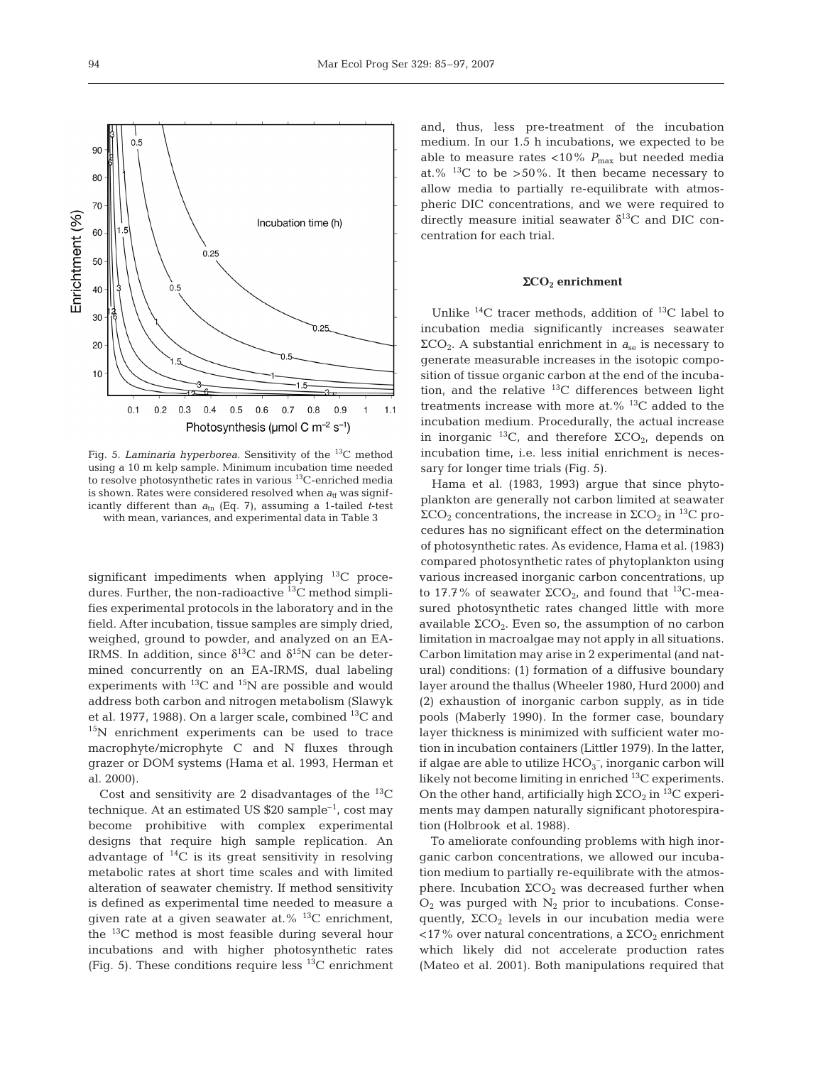Fig. 5. *Laminaria hyperborea*. Sensitivity of the $^{13}C$ method using a 10 m kelp sample. Minimum incubation time needed to resolve photosynthetic rates in various $^{13}C$-enriched media is shown. Rates were considered resolved when $a_{tf}$ was significantly different than $a_{tn}$ (Eq. 7), assuming a 1-tailed *t*-test with mean, variances, and experimental data in Table 3

significant impediments when applying $^{13}C$ procedures. Further, the non-radioactive $^{13}C$ method simplifies experimental protocols in the laboratory and in the field. After incubation, tissue samples are simply dried, weighed, ground to powder, and analyzed on an EA-IRMS. In addition, since $\delta^{13}C$ and $\delta^{15}N$ can be determined concurrently on an EA-IRMS, dual labeling experiments with $^{13}C$ and $^{15}N$ are possible and would address both carbon and nitrogen metabolism (Slawyk et al. 1977, 1988). On a larger scale, combined $^{13}C$ and $^{15}N$ enrichment experiments can be used to trace macrophyte/microphyte C and N fluxes through grazer or DOM systems (Hama et al. 1993, Herman et al. 2000).

Cost and sensitivity are 2 disadvantages of the $^{13}C$ technique. At an estimated US \$20 sample$^{-1}$, cost may become prohibitive with complex experimental designs that require high sample replication. An advantage of $^{14}C$ is its great sensitivity in resolving metabolic rates at short time scales and with limited alteration of seawater chemistry. If method sensitivity is defined as experimental time needed to measure a given rate at a given seawater at.% $^{13}C$ enrichment, the $^{13}C$ method is most feasible during several hour incubations and with higher photosynthetic rates (Fig. 5). These conditions require less $^{13}C$ enrichment and, thus, less pre-treatment of the incubation medium. In our 1.5 h incubations, we expected to be able to measure rates <10% $P_{max}$ but needed media at.% $^{13}C$ to be >50%. It then became necessary to allow media to partially re-equilibrate with atmospheric DIC concentrations, and we were required to directly measure initial seawater $\delta^{13}C$ and DIC concentration for each trial.

## $\Sigma CO_2$ enrichment

Unlike $^{14}C$ tracer methods, addition of $^{13}C$ label to incubation media significantly increases seawater $\Sigma CO_2$. A substantial enrichment in $a_{se}$ is necessary to generate measurable increases in the isotopic composition of tissue organic carbon at the end of the incubation, and the relative $^{13}C$ differences between light treatments increase with more at.% $^{13}C$ added to the incubation medium. Procedurally, the actual increase in inorganic $^{13}C$, and therefore $\Sigma CO_2$, depends on incubation time, i.e. less initial enrichment is necessary for longer time trials (Fig. 5).

Hama et al. (1983, 1993) argue that since phytoplankton are generally not carbon limited at seawater $\Sigma CO_2$ concentrations, the increase in $\Sigma CO_2$ in $^{13}C$ procedures has no significant effect on the determination of photosynthetic rates. As evidence, Hama et al. (1983) compared photosynthetic rates of phytoplankton using various increased inorganic carbon concentrations, up to 17.7% of seawater $\Sigma CO_2$, and found that $^{13}C$-measured photosynthetic rates changed little with more available $\Sigma CO_2$. Even so, the assumption of no carbon limitation in macroalgae may not apply in all situations. Carbon limitation may arise in 2 experimental (and natural) conditions: (1) formation of a diffusive boundary layer around the thallus (Wheeler 1980, Hurd 2000) and (2) exhaustion of inorganic carbon supply, as in tide pools (Maberly 1990). In the former case, boundary layer thickness is minimized with sufficient water motion in incubation containers (Littler 1979). In the latter, if algae are able to utilize $HCO_3^-$, inorganic carbon will likely not become limiting in enriched $^{13}C$ experiments. On the other hand, artificially high $\Sigma CO_2$ in $^{13}C$ experiments may dampen naturally significant photorespiration (Holbrook et al. 1988).

To ameliorate confounding problems with high inorganic carbon concentrations, we allowed our incubation medium to partially re-equilibrate with the atmosphere. Incubation $\Sigma CO_2$ was decreased further when $O_2$ was purged with $N_2$ prior to incubations. Consequently, $\Sigma CO_2$ levels in our incubation media were <17% over natural concentrations, a $\Sigma CO_2$ enrichment which likely did not accelerate production rates (Mateo et al. 2001). Both manipulations required that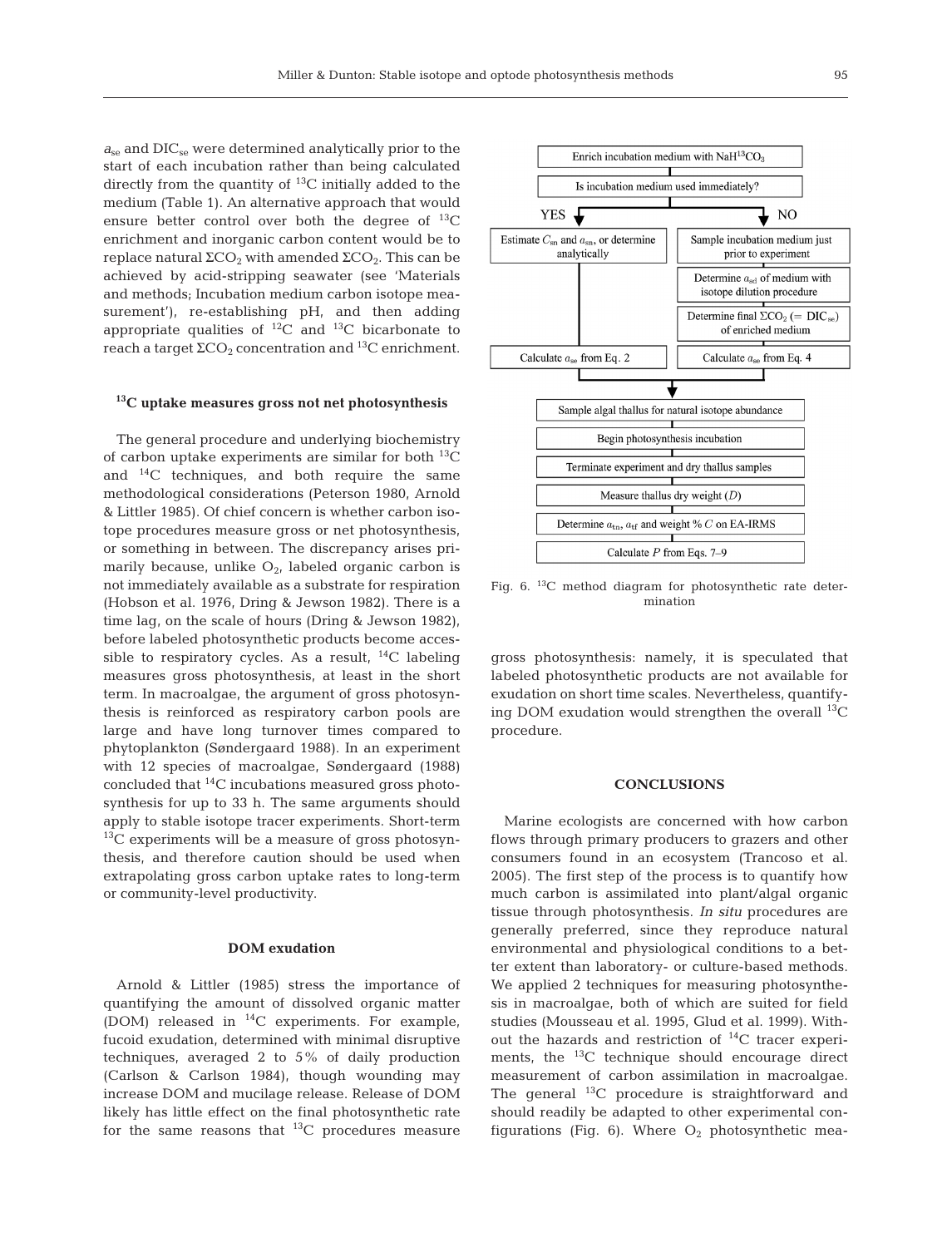$a_{se}$ and $DIC_{se}$ were determined analytically prior to the start of each incubation rather than being calculated directly from the quantity of $^{13}C$ initially added to the medium (Table 1). An alternative approach that would ensure better control over both the degree of $^{13}C$ enrichment and inorganic carbon content would be to replace natural $\Sigma CO_2$ with amended $\Sigma CO_2$. This can be achieved by acid-stripping seawater (see 'Materials and methods; Incubation medium carbon isotope measurement'), re-establishing pH, and then adding appropriate qualities of $^{12}C$ and $^{13}C$ bicarbonate to reach a target $\Sigma CO_2$ concentration and $^{13}C$ enrichment.

### $^{13}C$ uptake measures gross not net photosynthesis

The general procedure and underlying biochemistry of carbon uptake experiments are similar for both $^{13}C$ and $^{14}C$ techniques, and both require the same methodological considerations (Peterson 1980, Arnold & Littler 1985). Of chief concern is whether carbon isotope procedures measure gross or net photosynthesis, or something in between. The discrepancy arises primarily because, unlike $O_2$, labeled organic carbon is not immediately available as a substrate for respiration (Hobson et al. 1976, Dring & Jewson 1982). There is a time lag, on the scale of hours (Dring & Jewson 1982), before labeled photosynthetic products become accessible to respiratory cycles. As a result, $^{14}C$ labeling measures gross photosynthesis, at least in the short term. In macroalgae, the argument of gross photosynthesis is reinforced as respiratory carbon pools are large and have long turnover times compared to phytoplankton (Søndergaard 1988). In an experiment with 12 species of macroalgae, Søndergaard (1988) concluded that $^{14}C$ incubations measured gross photosynthesis for up to 33 h. The same arguments should apply to stable isotope tracer experiments. Short-term $^{13}C$ experiments will be a measure of gross photosynthesis, and therefore caution should be used when extrapolating gross carbon uptake rates to long-term or community-level productivity.

### DOM exudation

Arnold & Littler (1985) stress the importance of quantifying the amount of dissolved organic matter (DOM) released in $^{14}C$ experiments. For example, fucoid exudation, determined with minimal disruptive techniques, averaged 2 to 5% of daily production (Carlson & Carlson 1984), though wounding may increase DOM and mucilage release. Release of DOM likely has little effect on the final photosynthetic rate for the same reasons that $^{13}C$ procedures measure gross photosynthesis: namely, it is speculated that labeled photosynthetic products are not available for exudation on short time scales. Nevertheless, quantifying DOM exudation would strengthen the overall $^{13}C$ procedure.

- Enrich incubation medium with $NaH^{13}CO_3$
- Is incubation medium used immediately?
  - YES: Estimate $C_{sn}$ and $a_{sn}$, or determine analytically → Calculate $a_{se}$ from Eq. 2
  - NO: Sample incubation medium just prior to experiment → Determine $a_{sd}$ of medium with isotope dilution procedure → Determine final $\Sigma CO_2$ (= $DIC_{se}$) of enriched medium → Calculate $a_{se}$ from Eq. 4
- Sample algal thallus for natural isotope abundance
- Begin photosynthesis incubation
- Terminate experiment and dry thallus samples
- Measure thallus dry weight ($D$)
- Determine $a_{tn}$, $a_{tf}$ and weight % $C$ on EA-IRMS
- Calculate $P$ from Eqs. 7–9

Fig. 6. $^{13}C$ method diagram for photosynthetic rate determination

## CONCLUSIONS

Marine ecologists are concerned with how carbon flows through primary producers to grazers and other consumers found in an ecosystem (Trancoso et al. 2005). The first step of the process is to quantify how much carbon is assimilated into plant/algal organic tissue through photosynthesis. *In situ* procedures are generally preferred, since they reproduce natural environmental and physiological conditions to a better extent than laboratory- or culture-based methods. We applied 2 techniques for measuring photosynthesis in macroalgae, both of which are suited for field studies (Mousseau et al. 1995, Glud et al. 1999). Without the hazards and restriction of $^{14}C$ tracer experiments, the $^{13}C$ technique should encourage direct measurement of carbon assimilation in macroalgae. The general $^{13}C$ procedure is straightforward and should readily be adapted to other experimental configurations (Fig. 6). Where $O_2$ photosynthetic mea-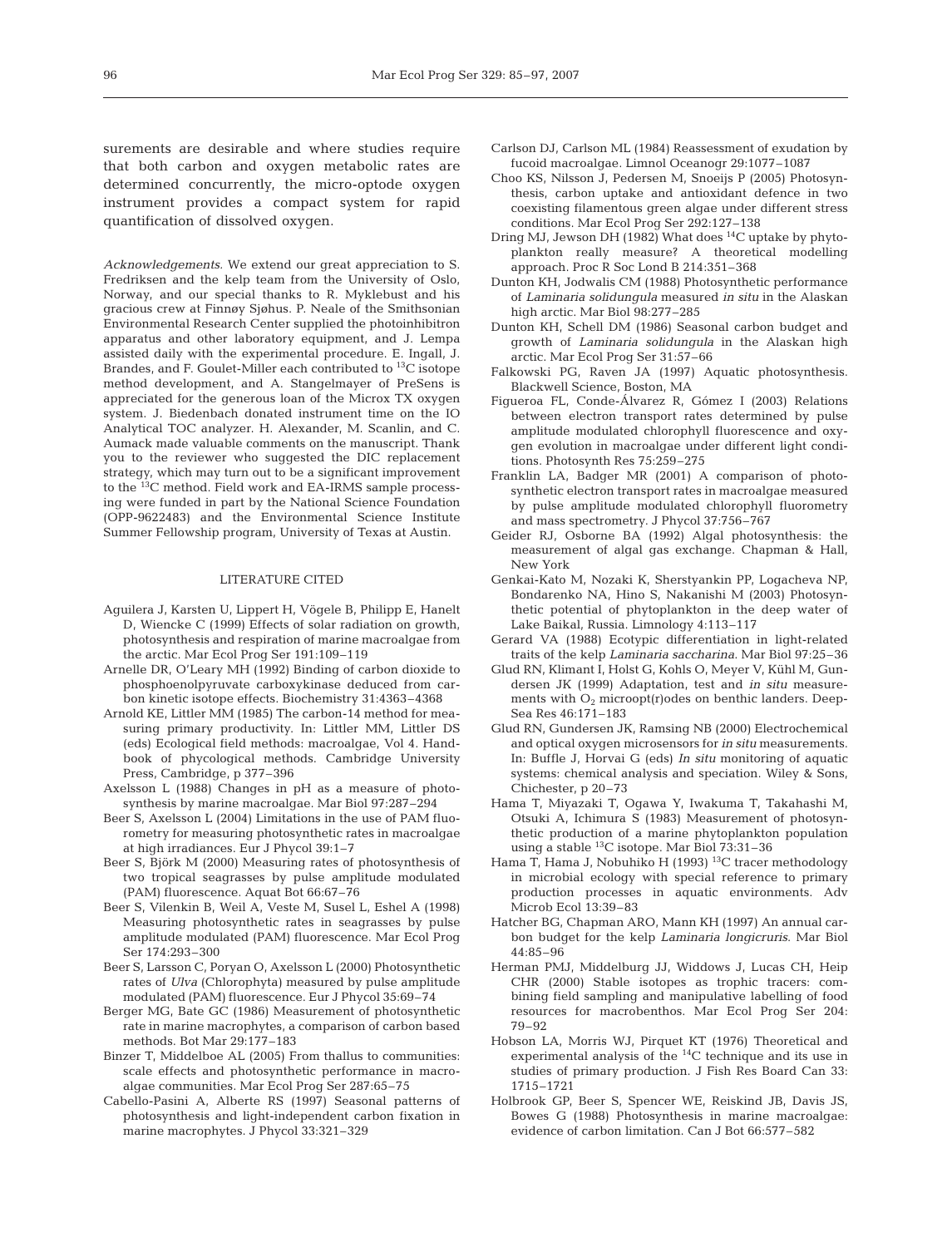surements are desirable and where studies require that both carbon and oxygen metabolic rates are determined concurrently, the micro-optode oxygen instrument provides a compact system for rapid quantification of dissolved oxygen.

*Acknowledgements.* We extend our great appreciation to S. Fredriksen and the kelp team from the University of Oslo, Norway, and our special thanks to R. Myklebust and his gracious crew at Finnøy Sjøhus. P. Neale of the Smithsonian Environmental Research Center supplied the photoinhibitron apparatus and other laboratory equipment, and J. Lempa assisted daily with the experimental procedure. E. Ingall, J. Brandes, and F. Goulet-Miller each contributed to $^{13}C$ isotope method development, and A. Stangelmayer of PreSens is appreciated for the generous loan of the Microx TX oxygen system. J. Biedenbach donated instrument time on the IO Analytical TOC analyzer. H. Alexander, M. Scanlin, and C. Aumack made valuable comments on the manuscript. Thank you to the reviewer who suggested the DIC replacement strategy, which may turn out to be a significant improvement to the $^{13}C$ method. Field work and EA-IRMS sample processing were funded in part by the National Science Foundation (OPP-9622483) and the Environmental Science Institute Summer Fellowship program, University of Texas at Austin.

## LITERATURE CITED

- Aguilera J, Karsten U, Lippert H, Vögele B, Philipp E, Hanelt D, Wiencke C (1999) Effects of solar radiation on growth, photosynthesis and respiration of marine macroalgae from the arctic. Mar Ecol Prog Ser 191:109–119
- Arnelle DR, O'Leary MH (1992) Binding of carbon dioxide to phosphoenolpyruvate carboxykinase deduced from carbon kinetic isotope effects. Biochemistry 31:4363–4368
- Arnold KE, Littler MM (1985) The carbon-14 method for measuring primary productivity. In: Littler MM, Littler DS (eds) Ecological field methods: macroalgae, Vol 4. Handbook of phycological methods. Cambridge University Press, Cambridge, p 377–396
- Axelsson L (1988) Changes in pH as a measure of photosynthesis by marine macroalgae. Mar Biol 97:287–294
- Beer S, Axelsson L (2004) Limitations in the use of PAM fluorometry for measuring photosynthetic rates in macroalgae at high irradiances. Eur J Phycol 39:1–7
- Beer S, Björk M (2000) Measuring rates of photosynthesis of two tropical seagrasses by pulse amplitude modulated (PAM) fluorescence. Aquat Bot 66:67–76
- Beer S, Vilenkin B, Weil A, Veste M, Susel L, Eshel A (1998) Measuring photosynthetic rates in seagrasses by pulse amplitude modulated (PAM) fluorescence. Mar Ecol Prog Ser 174:293–300
- Beer S, Larsson C, Poryan O, Axelsson L (2000) Photosynthetic rates of *Ulva* (Chlorophyta) measured by pulse amplitude modulated (PAM) fluorescence. Eur J Phycol 35:69–74
- Berger MG, Bate GC (1986) Measurement of photosynthetic rate in marine macrophytes, a comparison of carbon based methods. Bot Mar 29:177–183
- Binzer T, Middelboe AL (2005) From thallus to communities: scale effects and photosynthetic performance in macroalgae communities. Mar Ecol Prog Ser 287:65–75
- Cabello-Pasini A, Alberte RS (1997) Seasonal patterns of photosynthesis and light-independent carbon fixation in marine macrophytes. J Phycol 33:321–329
- Carlson DJ, Carlson ML (1984) Reassessment of exudation by fucoid macroalgae. Limnol Oceanogr 29:1077–1087
- Choo KS, Nilsson J, Pedersen M, Snoeijs P (2005) Photosynthesis, carbon uptake and antioxidant defence in two coexisting filamentous green algae under different stress conditions. Mar Ecol Prog Ser 292:127–138
- Dring MJ, Jewson DH (1982) What does $^{14}C$ uptake by phytoplankton really measure? A theoretical modelling approach. Proc R Soc Lond B 214:351–368
- Dunton KH, Jodwalis CM (1988) Photosynthetic performance of *Laminaria solidungula* measured *in situ* in the Alaskan high arctic. Mar Biol 98:277–285
- Dunton KH, Schell DM (1986) Seasonal carbon budget and growth of *Laminaria solidungula* in the Alaskan high arctic. Mar Ecol Prog Ser 31:57–66
- Falkowski PG, Raven JA (1997) Aquatic photosynthesis. Blackwell Science, Boston, MA
- Figueroa FL, Conde-Álvarez R, Gómez I (2003) Relations between electron transport rates determined by pulse amplitude modulated chlorophyll fluorescence and oxygen evolution in macroalgae under different light conditions. Photosynth Res 75:259–275
- Franklin LA, Badger MR (2001) A comparison of photosynthetic electron transport rates in macroalgae measured by pulse amplitude modulated chlorophyll fluorometry and mass spectrometry. J Phycol 37:756–767
- Geider RJ, Osborne BA (1992) Algal photosynthesis: the measurement of algal gas exchange. Chapman & Hall, New York
- Genkai-Kato M, Nozaki K, Sherstyankin PP, Logacheva NP, Bondarenko NA, Hino S, Nakanishi M (2003) Photosynthetic potential of phytoplankton in the deep water of Lake Baikal, Russia. Limnology 4:113–117
- Gerard VA (1988) Ecotypic differentiation in light-related traits of the kelp *Laminaria saccharina*. Mar Biol 97:25–36
- Glud RN, Klimant I, Holst G, Kohls O, Meyer V, Kühl M, Gundersen JK (1999) Adaptation, test and *in situ* measurements with $O_2$ microopt(r)odes on benthic landers. Deep-Sea Res 46:171–183
- Glud RN, Gundersen JK, Ramsing NB (2000) Electrochemical and optical oxygen microsensors for *in situ* measurements. In: Buffle J, Horvai G (eds) *In situ* monitoring of aquatic systems: chemical analysis and speciation. Wiley & Sons, Chichester, p 20–73
- Hama T, Miyazaki T, Ogawa Y, Iwakuma T, Takahashi M, Otsuki A, Ichimura S (1983) Measurement of photosynthetic production of a marine phytoplankton population using a stable $^{13}C$ isotope. Mar Biol 73:31–36
- Hama T, Hama J, Nobuhiko H (1993) $^{13}C$ tracer methodology in microbial ecology with special reference to primary production processes in aquatic environments. Adv Microb Ecol 13:39–83
- Hatcher BG, Chapman ARO, Mann KH (1997) An annual carbon budget for the kelp *Laminaria longicruris*. Mar Biol 44:85–96
- Herman PMJ, Middelburg JJ, Widdows J, Lucas CH, Heip CHR (2000) Stable isotopes as trophic tracers: combining field sampling and manipulative labelling of food resources for macrobenthos. Mar Ecol Prog Ser 204: 79–92
- Hobson LA, Morris WJ, Pirquet KT (1976) Theoretical and experimental analysis of the $^{14}C$ technique and its use in studies of primary production. J Fish Res Board Can 33: 1715–1721
- Holbrook GP, Beer S, Spencer WE, Reiskind JB, Davis JS, Bowes G (1988) Photosynthesis in marine macroalgae: evidence of carbon limitation. Can J Bot 66:577–582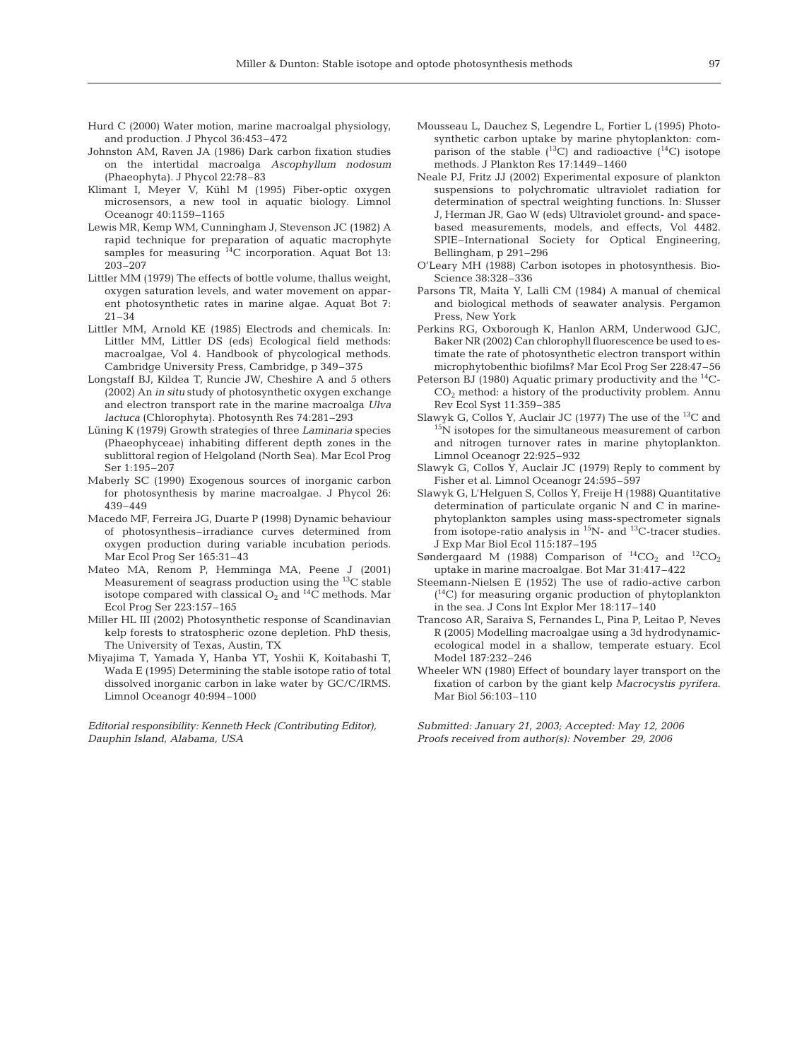Hurd C (2000) Water motion, marine macroalgal physiology, and production. J Phycol 36:453–472

Johnston AM, Raven JA (1986) Dark carbon fixation studies on the intertidal macroalga *Ascophyllum nodosum* (Phaeophyta). J Phycol 22:78–83

Klimant I, Meyer V, Kühl M (1995) Fiber-optic oxygen microsensors, a new tool in aquatic biology. Limnol Oceanogr 40:1159–1165

Lewis MR, Kemp WM, Cunningham J, Stevenson JC (1982) A rapid technique for preparation of aquatic macrophyte samples for measuring $^{14}C$ incorporation. Aquat Bot 13: 203–207

Littler MM (1979) The effects of bottle volume, thallus weight, oxygen saturation levels, and water movement on apparent photosynthetic rates in marine algae. Aquat Bot 7: 21–34

Littler MM, Arnold KE (1985) Electrods and chemicals. In: Littler MM, Littler DS (eds) Ecological field methods: macroalgae, Vol 4. Handbook of phycological methods. Cambridge University Press, Cambridge, p 349–375

Longstaff BJ, Kildea T, Runcie JW, Cheshire A and 5 others (2002) An *in situ* study of photosynthetic oxygen exchange and electron transport rate in the marine macroalga *Ulva lactuca* (Chlorophyta). Photosynth Res 74:281–293

Lüning K (1979) Growth strategies of three *Laminaria* species (Phaeophyceae) inhabiting different depth zones in the sublittoral region of Helgoland (North Sea). Mar Ecol Prog Ser 1:195–207

Maberly SC (1990) Exogenous sources of inorganic carbon for photosynthesis by marine macroalgae. J Phycol 26: 439–449

Macedo MF, Ferreira JG, Duarte P (1998) Dynamic behaviour of photosynthesis–irradiance curves determined from oxygen production during variable incubation periods. Mar Ecol Prog Ser 165:31–43

Mateo MA, Renom P, Hemminga MA, Peene J (2001) Measurement of seagrass production using the $^{13}C$ stable isotope compared with classical $O_2$ and $^{14}C$ methods. Mar Ecol Prog Ser 223:157–165

Miller HL III (2002) Photosynthetic response of Scandinavian kelp forests to stratospheric ozone depletion. PhD thesis, The University of Texas, Austin, TX

Miyajima T, Yamada Y, Hanba YT, Yoshii K, Koitabashi T, Wada E (1995) Determining the stable isotope ratio of total dissolved inorganic carbon in lake water by GC/C/IRMS. Limnol Oceanogr 40:994–1000

Mousseau L, Dauchez S, Legendre L, Fortier L (1995) Photosynthetic carbon uptake by marine phytoplankton: comparison of the stable ($^{13}C$) and radioactive ($^{14}C$) isotope methods. J Plankton Res 17:1449–1460

Neale PJ, Fritz JJ (2002) Experimental exposure of plankton suspensions to polychromatic ultraviolet radiation for determination of spectral weighting functions. In: Slusser J, Herman JR, Gao W (eds) Ultraviolet ground- and space-based measurements, models, and effects, Vol 4482. SPIE–International Society for Optical Engineering, Bellingham, p 291–296

O'Leary MH (1988) Carbon isotopes in photosynthesis. BioScience 38:328–336

Parsons TR, Maita Y, Lalli CM (1984) A manual of chemical and biological methods of seawater analysis. Pergamon Press, New York

Perkins RG, Oxborough K, Hanlon ARM, Underwood GJC, Baker NR (2002) Can chlorophyll fluorescence be used to estimate the rate of photosynthetic electron transport within microphytobenthic biofilms? Mar Ecol Prog Ser 228:47–56

Peterson BJ (1980) Aquatic primary productivity and the $^{14}C$-$CO_2$ method: a history of the productivity problem. Annu Rev Ecol Syst 11:359–385

Slawyk G, Collos Y, Auclair JC (1977) The use of the $^{13}C$ and $^{15}N$ isotopes for the simultaneous measurement of carbon and nitrogen turnover rates in marine phytoplankton. Limnol Oceanogr 22:925–932

Slawyk G, Collos Y, Auclair JC (1979) Reply to comment by Fisher et al. Limnol Oceanogr 24:595–597

Slawyk G, L'Helguen S, Collos Y, Freije H (1988) Quantitative determination of particulate organic N and C in marine-phytoplankton samples using mass-spectrometer signals from isotope-ratio analysis in $^{15}N$- and $^{13}C$-tracer studies. J Exp Mar Biol Ecol 115:187–195

Søndergaard M (1988) Comparison of $^{14}CO_2$ and $^{12}CO_2$ uptake in marine macroalgae. Bot Mar 31:417–422

Steemann-Nielsen E (1952) The use of radio-active carbon ($^{14}C$) for measuring organic production of phytoplankton in the sea. J Cons Int Explor Mer 18:117–140

Trancoso AR, Saraiva S, Fernandes L, Pina P, Leitao P, Neves R (2005) Modelling macroalgae using a 3d hydrodynamic-ecological model in a shallow, temperate estuary. Ecol Model 187:232–246

Wheeler WN (1980) Effect of boundary layer transport on the fixation of carbon by the giant kelp *Macrocystis pyrifera*. Mar Biol 56:103–110

*Editorial responsibility: Kenneth Heck (Contributing Editor), Dauphin Island, Alabama, USA*

*Submitted: January 21, 2003; Accepted: May 12, 2006*
*Proofs received from author(s): November 29, 2006*